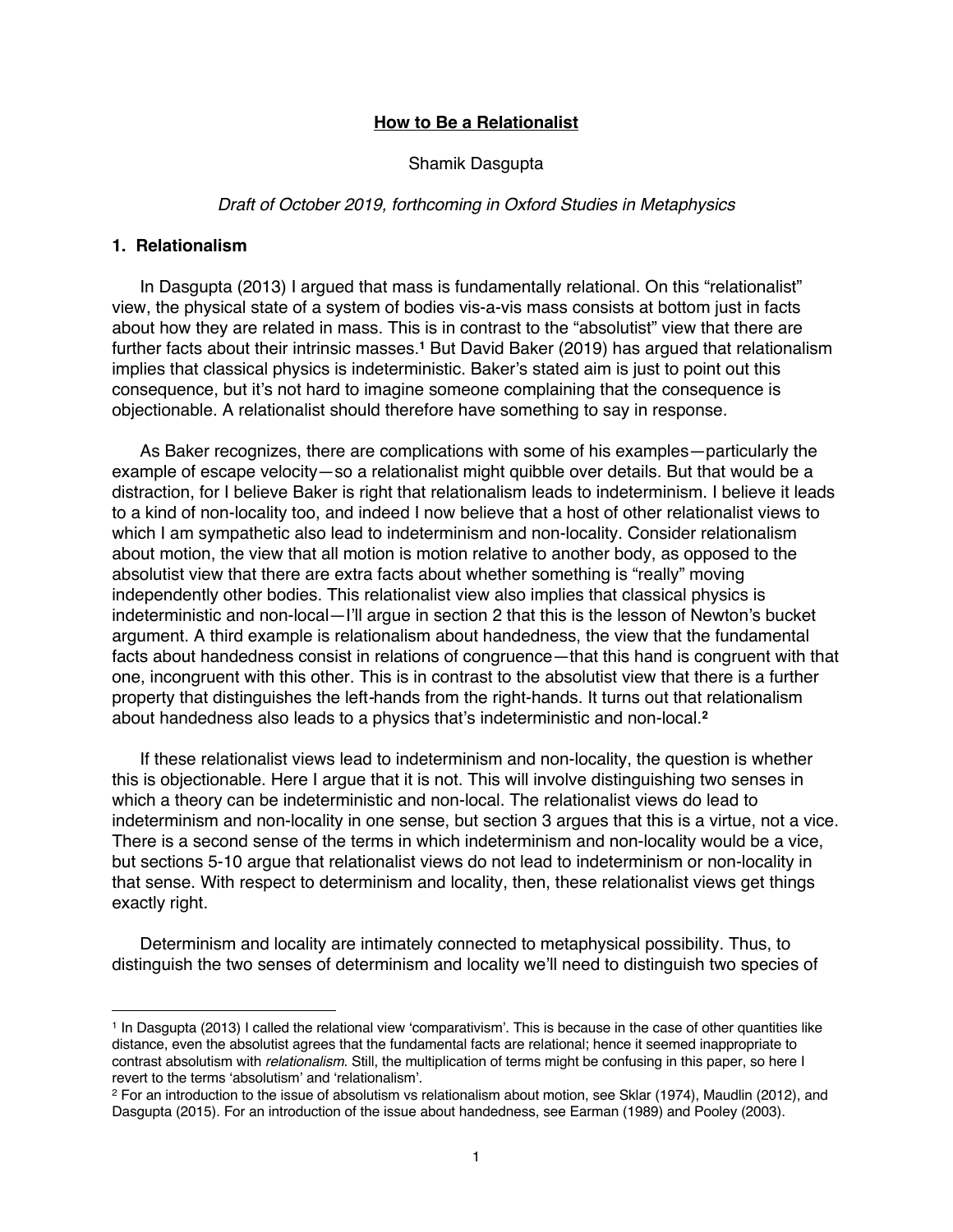# How to Be a Relationalist

Shamik Dasgupta

*Draft of October 2019, forthcoming in Oxford Studies in Metaphysics*

## 1. Relationalism

In Dasgupta (2013) I argued that mass is fundamentally relational. On this "relationalist" view, the physical state of a system of bodies vis-a-vis mass consists at bottom just in facts about how they are related in mass. This is in contrast to the "absolutist" view that there are further facts about their intrinsic masses.[1] But David Baker (2019) has argued that relationalism implies that classical physics is indeterministic. Baker's stated aim is just to point out this consequence, but it's not hard to imagine someone complaining that the consequence is objectionable. A relationalist should therefore have something to say in response.

As Baker recognizes, there are complications with some of his examples—particularly the example of escape velocity—so a relationalist might quibble over details. But that would be a distraction, for I believe Baker is right that relationalism leads to indeterminism. I believe it leads to a kind of non-locality too, and indeed I now believe that a host of other relationalist views to which I am sympathetic also lead to indeterminism and non-locality. Consider relationalism about motion, the view that all motion is motion relative to another body, as opposed to the absolutist view that there are extra facts about whether something is "really" moving independently other bodies. This relationalist view also implies that classical physics is indeterministic and non-local—I'll argue in section 2 that this is the lesson of Newton's bucket argument. A third example is relationalism about handedness, the view that the fundamental facts about handedness consist in relations of congruence—that this hand is congruent with that one, incongruent with this other. This is in contrast to the absolutist view that there is a further property that distinguishes the left-hands from the right-hands. It turns out that relationalism about handedness also leads to a physics that's indeterministic and non-local.[2]

If these relationalist views lead to indeterminism and non-locality, the question is whether this is objectionable. Here I argue that it is not. This will involve distinguishing two senses in which a theory can be indeterministic and non-local. The relationalist views do lead to indeterminism and non-locality in one sense, but section 3 argues that this is a virtue, not a vice. There is a second sense of the terms in which indeterminism and non-locality would be a vice, but sections 5-10 argue that relationalist views do not lead to indeterminism or non-locality in that sense. With respect to determinism and locality, then, these relationalist views get things exactly right.

Determinism and locality are intimately connected to metaphysical possibility. Thus, to distinguish the two senses of determinism and locality we'll need to distinguish two species of

---

[1] In Dasgupta (2013) I called the relational view 'comparativism'. This is because in the case of other quantities like distance, even the absolutist agrees that the fundamental facts are relational; hence it seemed inappropriate to contrast absolutism with *relationalism*. Still, the multiplication of terms might be confusing in this paper, so here I revert to the terms 'absolutism' and 'relationalism'.

[2] For an introduction to the issue of absolutism vs relationalism about motion, see Sklar (1974), Maudlin (2012), and Dasgupta (2015). For an introduction of the issue about handedness, see Earman (1989) and Pooley (2003).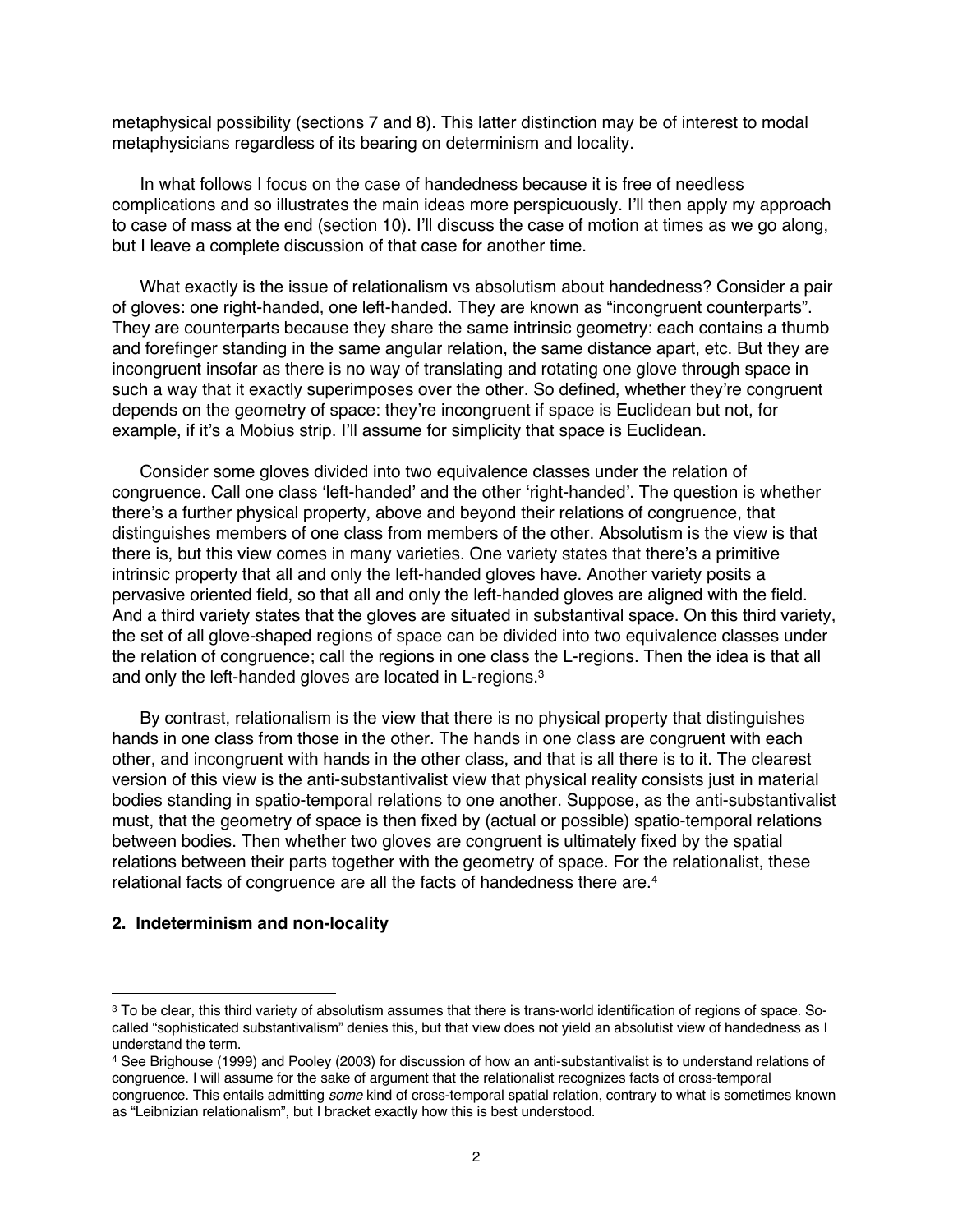metaphysical possibility (sections 7 and 8). This latter distinction may be of interest to modal metaphysicians regardless of its bearing on determinism and locality.

In what follows I focus on the case of handedness because it is free of needless complications and so illustrates the main ideas more perspicuously. I'll then apply my approach to case of mass at the end (section 10). I'll discuss the case of motion at times as we go along, but I leave a complete discussion of that case for another time.

What exactly is the issue of relationalism vs absolutism about handedness? Consider a pair of gloves: one right-handed, one left-handed. They are known as "incongruent counterparts". They are counterparts because they share the same intrinsic geometry: each contains a thumb and forefinger standing in the same angular relation, the same distance apart, etc. But they are incongruent insofar as there is no way of translating and rotating one glove through space in such a way that it exactly superimposes over the other. So defined, whether they're congruent depends on the geometry of space: they're incongruent if space is Euclidean but not, for example, if it's a Mobius strip. I'll assume for simplicity that space is Euclidean.

Consider some gloves divided into two equivalence classes under the relation of congruence. Call one class 'left-handed' and the other 'right-handed'. The question is whether there's a further physical property, above and beyond their relations of congruence, that distinguishes members of one class from members of the other. Absolutism is the view is that there is, but this view comes in many varieties. One variety states that there's a primitive intrinsic property that all and only the left-handed gloves have. Another variety posits a pervasive oriented field, so that all and only the left-handed gloves are aligned with the field. And a third variety states that the gloves are situated in substantival space. On this third variety, the set of all glove-shaped regions of space can be divided into two equivalence classes under the relation of congruence; call the regions in one class the L-regions. Then the idea is that all and only the left-handed gloves are located in L-regions.[3]

By contrast, relationalism is the view that there is no physical property that distinguishes hands in one class from those in the other. The hands in one class are congruent with each other, and incongruent with hands in the other class, and that is all there is to it. The clearest version of this view is the anti-substantivalist view that physical reality consists just in material bodies standing in spatio-temporal relations to one another. Suppose, as the anti-substantivalist must, that the geometry of space is then fixed by (actual or possible) spatio-temporal relations between bodies. Then whether two gloves are congruent is ultimately fixed by the spatial relations between their parts together with the geometry of space. For the relationalist, these relational facts of congruence are all the facts of handedness there are.[4]

## 2. Indeterminism and non-locality

[3] To be clear, this third variety of absolutism assumes that there is trans-world identification of regions of space. So-called "sophisticated substantivalism" denies this, but that view does not yield an absolutist view of handedness as I understand the term.

[4] See Brighouse (1999) and Pooley (2003) for discussion of how an anti-substantivalist is to understand relations of congruence. I will assume for the sake of argument that the relationalist recognizes facts of cross-temporal congruence. This entails admitting *some* kind of cross-temporal spatial relation, contrary to what is sometimes known as "Leibnizian relationalism", but I bracket exactly how this is best understood.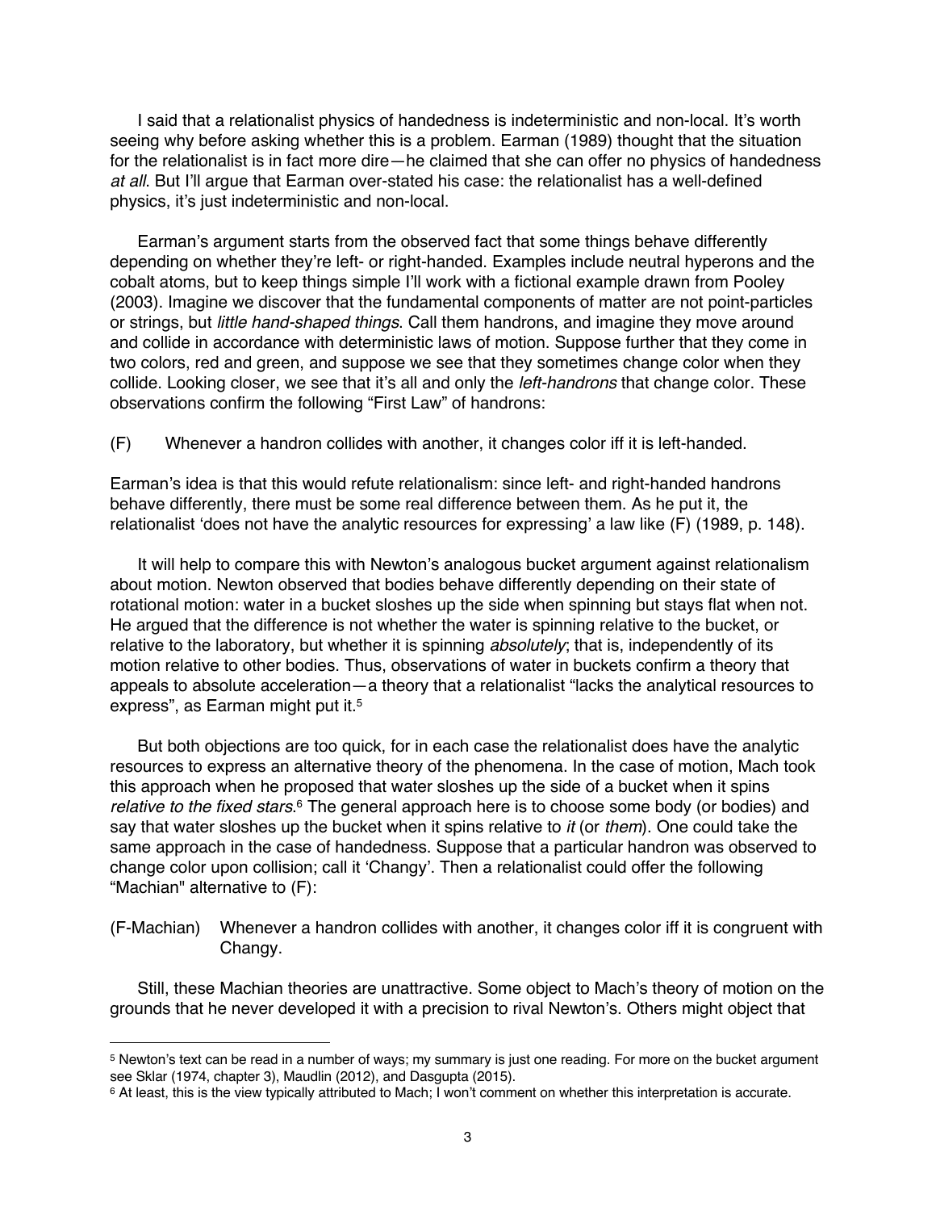I said that a relationalist physics of handedness is indeterministic and non-local. It's worth seeing why before asking whether this is a problem. Earman (1989) thought that the situation for the relationalist is in fact more dire—he claimed that she can offer no physics of handedness *at all*. But I'll argue that Earman over-stated his case: the relationalist has a well-defined physics, it's just indeterministic and non-local.

Earman's argument starts from the observed fact that some things behave differently depending on whether they're left- or right-handed. Examples include neutral hyperons and the cobalt atoms, but to keep things simple I'll work with a fictional example drawn from Pooley (2003). Imagine we discover that the fundamental components of matter are not point-particles or strings, but *little hand-shaped things*. Call them handrons, and imagine they move around and collide in accordance with deterministic laws of motion. Suppose further that they come in two colors, red and green, and suppose we see that they sometimes change color when they collide. Looking closer, we see that it's all and only the *left-handrons* that change color. These observations confirm the following "First Law" of handrons:

(F) Whenever a handron collides with another, it changes color iff it is left-handed.

Earman's idea is that this would refute relationalism: since left- and right-handed handrons behave differently, there must be some real difference between them. As he put it, the relationalist 'does not have the analytic resources for expressing' a law like (F) (1989, p. 148).

It will help to compare this with Newton's analogous bucket argument against relationalism about motion. Newton observed that bodies behave differently depending on their state of rotational motion: water in a bucket sloshes up the side when spinning but stays flat when not. He argued that the difference is not whether the water is spinning relative to the bucket, or relative to the laboratory, but whether it is spinning *absolutely*; that is, independently of its motion relative to other bodies. Thus, observations of water in buckets confirm a theory that appeals to absolute acceleration—a theory that a relationalist "lacks the analytical resources to express", as Earman might put it.[5]

But both objections are too quick, for in each case the relationalist does have the analytic resources to express an alternative theory of the phenomena. In the case of motion, Mach took this approach when he proposed that water sloshes up the side of a bucket when it spins *relative to the fixed stars*.[6] The general approach here is to choose some body (or bodies) and say that water sloshes up the bucket when it spins relative to *it* (or *them*). One could take the same approach in the case of handedness. Suppose that a particular handron was observed to change color upon collision; call it 'Changy'. Then a relationalist could offer the following "Machian" alternative to (F):

(F-Machian) Whenever a handron collides with another, it changes color iff it is congruent with Changy.

Still, these Machian theories are unattractive. Some object to Mach's theory of motion on the grounds that he never developed it with a precision to rival Newton's. Others might object that

---

[5] Newton's text can be read in a number of ways; my summary is just one reading. For more on the bucket argument see Sklar (1974, chapter 3), Maudlin (2012), and Dasgupta (2015).

[6] At least, this is the view typically attributed to Mach; I won't comment on whether this interpretation is accurate.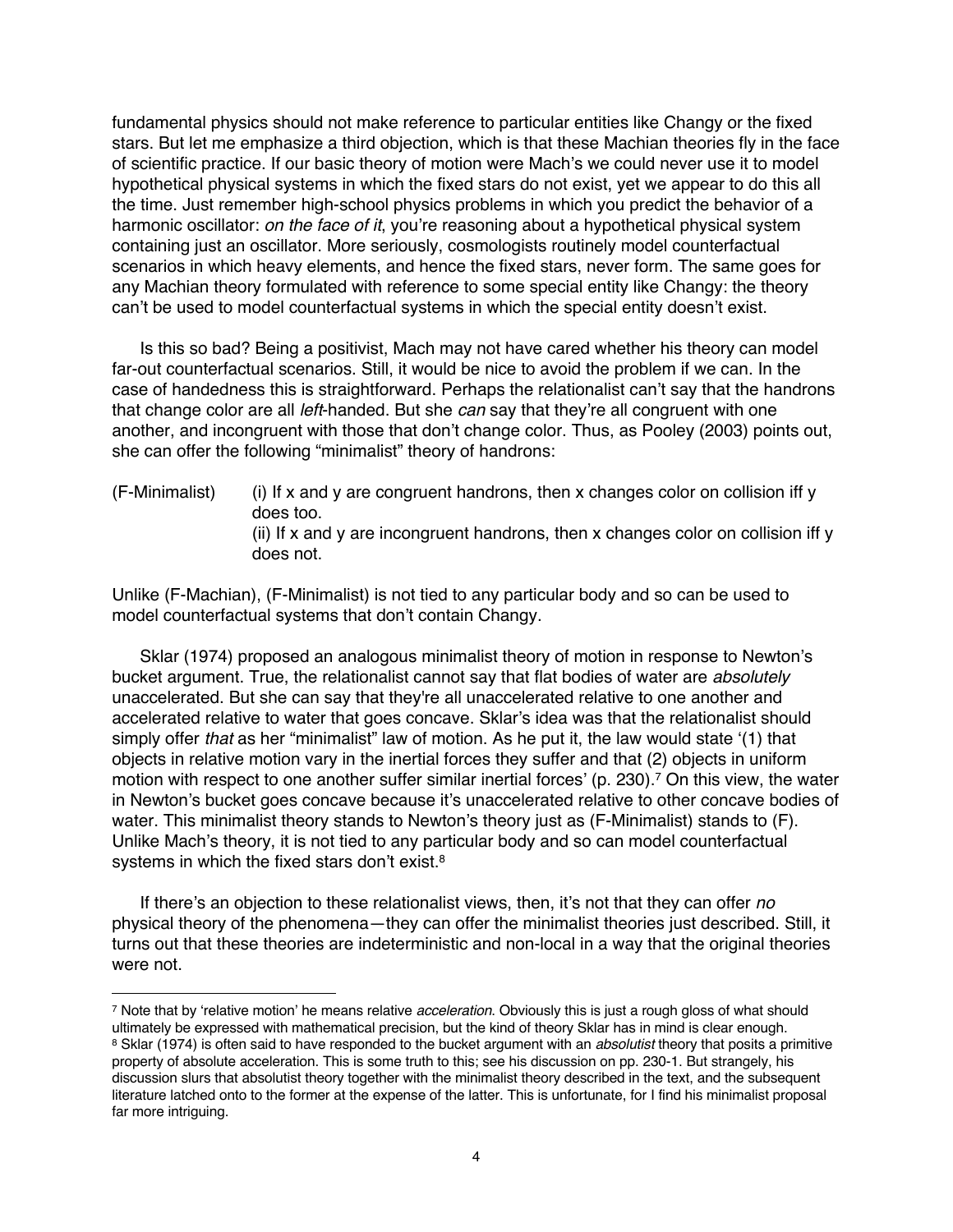fundamental physics should not make reference to particular entities like Changy or the fixed stars. But let me emphasize a third objection, which is that these Machian theories fly in the face of scientific practice. If our basic theory of motion were Mach's we could never use it to model hypothetical physical systems in which the fixed stars do not exist, yet we appear to do this all the time. Just remember high-school physics problems in which you predict the behavior of a harmonic oscillator: *on the face of it*, you're reasoning about a hypothetical physical system containing just an oscillator. More seriously, cosmologists routinely model counterfactual scenarios in which heavy elements, and hence the fixed stars, never form. The same goes for any Machian theory formulated with reference to some special entity like Changy: the theory can't be used to model counterfactual systems in which the special entity doesn't exist.

Is this so bad? Being a positivist, Mach may not have cared whether his theory can model far-out counterfactual scenarios. Still, it would be nice to avoid the problem if we can. In the case of handedness this is straightforward. Perhaps the relationalist can't say that the handrons that change color are all *left*-handed. But she *can* say that they're all congruent with one another, and incongruent with those that don't change color. Thus, as Pooley (2003) points out, she can offer the following "minimalist" theory of handrons:

(F-Minimalist) (i) If x and y are congruent handrons, then x changes color on collision iff y does too.
(ii) If x and y are incongruent handrons, then x changes color on collision iff y does not.

Unlike (F-Machian), (F-Minimalist) is not tied to any particular body and so can be used to model counterfactual systems that don't contain Changy.

Sklar (1974) proposed an analogous minimalist theory of motion in response to Newton's bucket argument. True, the relationalist cannot say that flat bodies of water are *absolutely* unaccelerated. But she can say that they're all unaccelerated relative to one another and accelerated relative to water that goes concave. Sklar's idea was that the relationalist should simply offer *that* as her "minimalist" law of motion. As he put it, the law would state '(1) that objects in relative motion vary in the inertial forces they suffer and that (2) objects in uniform motion with respect to one another suffer similar inertial forces' (p. 230).[7] On this view, the water in Newton's bucket goes concave because it's unaccelerated relative to other concave bodies of water. This minimalist theory stands to Newton's theory just as (F-Minimalist) stands to (F). Unlike Mach's theory, it is not tied to any particular body and so can model counterfactual systems in which the fixed stars don't exist.[8]

If there's an objection to these relationalist views, then, it's not that they can offer *no* physical theory of the phenomena—they can offer the minimalist theories just described. Still, it turns out that these theories are indeterministic and non-local in a way that the original theories were not.

---

[7] Note that by 'relative motion' he means relative *acceleration*. Obviously this is just a rough gloss of what should ultimately be expressed with mathematical precision, but the kind of theory Sklar has in mind is clear enough.

[8] Sklar (1974) is often said to have responded to the bucket argument with an *absolutist* theory that posits a primitive property of absolute acceleration. This is some truth to this; see his discussion on pp. 230-1. But strangely, his discussion slurs that absolutist theory together with the minimalist theory described in the text, and the subsequent literature latched onto to the former at the expense of the latter. This is unfortunate, for I find his minimalist proposal far more intriguing.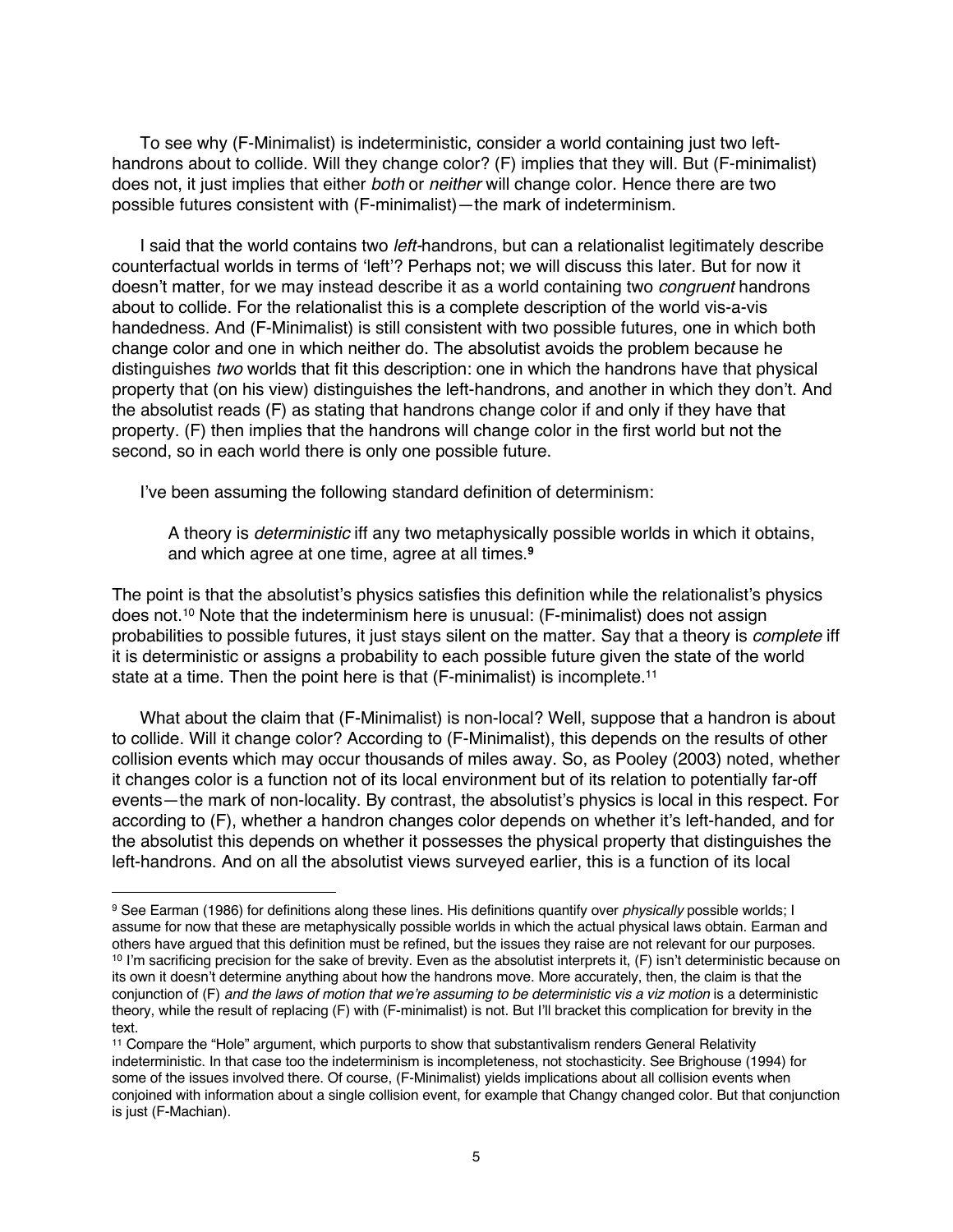To see why (F-Minimalist) is indeterministic, consider a world containing just two left-handrons about to collide. Will they change color? (F) implies that they will. But (F-minimalist) does not, it just implies that either *both* or *neither* will change color. Hence there are two possible futures consistent with (F-minimalist)—the mark of indeterminism.

I said that the world contains two *left*-handrons, but can a relationalist legitimately describe counterfactual worlds in terms of 'left'? Perhaps not; we will discuss this later. But for now it doesn't matter, for we may instead describe it as a world containing two *congruent* handrons about to collide. For the relationalist this is a complete description of the world vis-a-vis handedness. And (F-Minimalist) is still consistent with two possible futures, one in which both change color and one in which neither do. The absolutist avoids the problem because he distinguishes *two* worlds that fit this description: one in which the handrons have that physical property that (on his view) distinguishes the left-handrons, and another in which they don't. And the absolutist reads (F) as stating that handrons change color if and only if they have that property. (F) then implies that the handrons will change color in the first world but not the second, so in each world there is only one possible future.

I've been assuming the following standard definition of determinism:

> A theory is *deterministic* iff any two metaphysically possible worlds in which it obtains, and which agree at one time, agree at all times.[9]

The point is that the absolutist's physics satisfies this definition while the relationalist's physics does not.[10] Note that the indeterminism here is unusual: (F-minimalist) does not assign probabilities to possible futures, it just stays silent on the matter. Say that a theory is *complete* iff it is deterministic or assigns a probability to each possible future given the state of the world state at a time. Then the point here is that (F-minimalist) is incomplete.[11]

What about the claim that (F-Minimalist) is non-local? Well, suppose that a handron is about to collide. Will it change color? According to (F-Minimalist), this depends on the results of other collision events which may occur thousands of miles away. So, as Pooley (2003) noted, whether it changes color is a function not of its local environment but of its relation to potentially far-off events—the mark of non-locality. By contrast, the absolutist's physics is local in this respect. For according to (F), whether a handron changes color depends on whether it's left-handed, and for the absolutist this depends on whether it possesses the physical property that distinguishes the left-handrons. And on all the absolutist views surveyed earlier, this is a function of its local

---

[9] See Earman (1986) for definitions along these lines. His definitions quantify over *physically* possible worlds; I assume for now that these are metaphysically possible worlds in which the actual physical laws obtain. Earman and others have argued that this definition must be refined, but the issues they raise are not relevant for our purposes.

[10] I'm sacrificing precision for the sake of brevity. Even as the absolutist interprets it, (F) isn't deterministic because on its own it doesn't determine anything about how the handrons move. More accurately, then, the claim is that the conjunction of (F) *and the laws of motion that we're assuming to be deterministic vis a viz motion* is a deterministic theory, while the result of replacing (F) with (F-minimalist) is not. But I'll bracket this complication for brevity in the text.

[11] Compare the "Hole" argument, which purports to show that substantivalism renders General Relativity indeterministic. In that case too the indeterminism is incompleteness, not stochasticity. See Brighouse (1994) for some of the issues involved there. Of course, (F-Minimalist) yields implications about all collision events when conjoined with information about a single collision event, for example that Changy changed color. But that conjunction is just (F-Machian).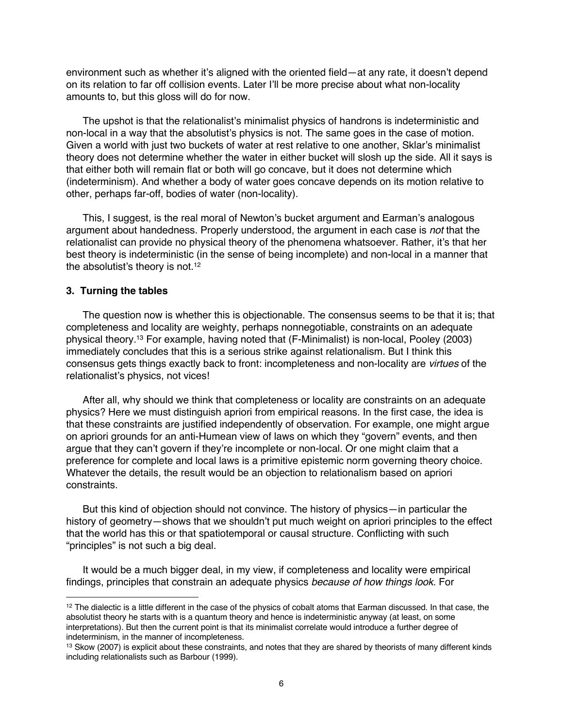environment such as whether it's aligned with the oriented field—at any rate, it doesn't depend on its relation to far off collision events. Later I'll be more precise about what non-locality amounts to, but this gloss will do for now.

The upshot is that the relationalist's minimalist physics of handrons is indeterministic and non-local in a way that the absolutist's physics is not. The same goes in the case of motion. Given a world with just two buckets of water at rest relative to one another, Sklar's minimalist theory does not determine whether the water in either bucket will slosh up the side. All it says is that either both will remain flat or both will go concave, but it does not determine which (indeterminism). And whether a body of water goes concave depends on its motion relative to other, perhaps far-off, bodies of water (non-locality).

This, I suggest, is the real moral of Newton's bucket argument and Earman's analogous argument about handedness. Properly understood, the argument in each case is *not* that the relationalist can provide no physical theory of the phenomena whatsoever. Rather, it's that her best theory is indeterministic (in the sense of being incomplete) and non-local in a manner that the absolutist's theory is not.[12]

### 3. Turning the tables

The question now is whether this is objectionable. The consensus seems to be that it is; that completeness and locality are weighty, perhaps nonnegotiable, constraints on an adequate physical theory.[13] For example, having noted that (F-Minimalist) is non-local, Pooley (2003) immediately concludes that this is a serious strike against relationalism. But I think this consensus gets things exactly back to front: incompleteness and non-locality are *virtues* of the relationalist's physics, not vices!

After all, why should we think that completeness or locality are constraints on an adequate physics? Here we must distinguish apriori from empirical reasons. In the first case, the idea is that these constraints are justified independently of observation. For example, one might argue on apriori grounds for an anti-Humean view of laws on which they "govern" events, and then argue that they can't govern if they're incomplete or non-local. Or one might claim that a preference for complete and local laws is a primitive epistemic norm governing theory choice. Whatever the details, the result would be an objection to relationalism based on apriori constraints.

But this kind of objection should not convince. The history of physics—in particular the history of geometry—shows that we shouldn't put much weight on apriori principles to the effect that the world has this or that spatiotemporal or causal structure. Conflicting with such "principles" is not such a big deal.

It would be a much bigger deal, in my view, if completeness and locality were empirical findings, principles that constrain an adequate physics *because of how things look.* For

---

[12] The dialectic is a little different in the case of the physics of cobalt atoms that Earman discussed. In that case, the absolutist theory he starts with is a quantum theory and hence is indeterministic anyway (at least, on some interpretations). But then the current point is that its minimalist correlate would introduce a further degree of indeterminism, in the manner of incompleteness.

[13] Skow (2007) is explicit about these constraints, and notes that they are shared by theorists of many different kinds including relationalists such as Barbour (1999).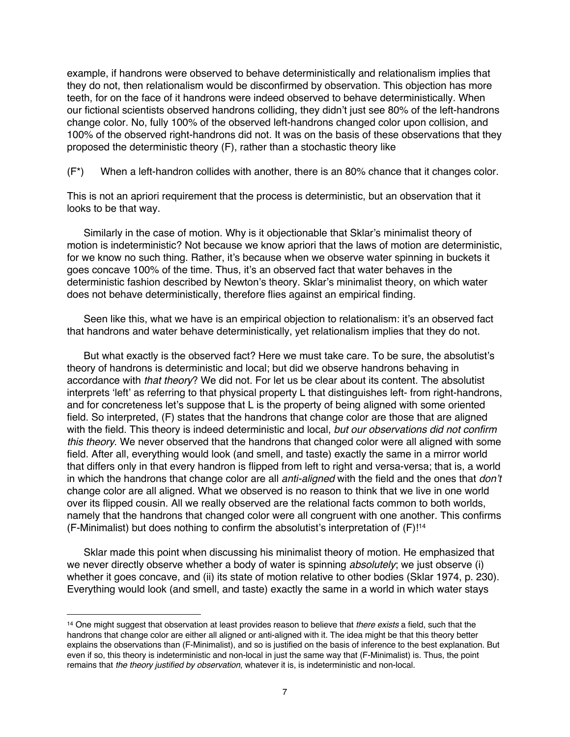example, if handrons were observed to behave deterministically and relationalism implies that they do not, then relationalism would be disconfirmed by observation. This objection has more teeth, for on the face of it handrons were indeed observed to behave deterministically. When our fictional scientists observed handrons colliding, they didn't just see 80% of the left-handrons change color. No, fully 100% of the observed left-handrons changed color upon collision, and 100% of the observed right-handrons did not. It was on the basis of these observations that they proposed the deterministic theory (F), rather than a stochastic theory like

(F*) When a left-handron collides with another, there is an 80% chance that it changes color.

This is not an apriori requirement that the process is deterministic, but an observation that it looks to be that way.

Similarly in the case of motion. Why is it objectionable that Sklar's minimalist theory of motion is indeterministic? Not because we know apriori that the laws of motion are deterministic, for we know no such thing. Rather, it's because when we observe water spinning in buckets it goes concave 100% of the time. Thus, it's an observed fact that water behaves in the deterministic fashion described by Newton's theory. Sklar's minimalist theory, on which water does not behave deterministically, therefore flies against an empirical finding.

Seen like this, what we have is an empirical objection to relationalism: it's an observed fact that handrons and water behave deterministically, yet relationalism implies that they do not.

But what exactly is the observed fact? Here we must take care. To be sure, the absolutist's theory of handrons is deterministic and local; but did we observe handrons behaving in accordance with *that theory*? We did not. For let us be clear about its content. The absolutist interprets 'left' as referring to that physical property L that distinguishes left- from right-handrons, and for concreteness let's suppose that L is the property of being aligned with some oriented field. So interpreted, (F) states that the handrons that change color are those that are aligned with the field. This theory is indeed deterministic and local, *but our observations did not confirm this theory*. We never observed that the handrons that changed color were all aligned with some field. After all, everything would look (and smell, and taste) exactly the same in a mirror world that differs only in that every handron is flipped from left to right and versa-versa; that is, a world in which the handrons that change color are all *anti-aligned* with the field and the ones that *don't* change color are all aligned. What we observed is no reason to think that we live in one world over its flipped cousin. All we really observed are the relational facts common to both worlds, namely that the handrons that changed color were all congruent with one another. This confirms (F-Minimalist) but does nothing to confirm the absolutist's interpretation of (F)![14]

Sklar made this point when discussing his minimalist theory of motion. He emphasized that we never directly observe whether a body of water is spinning *absolutely*; we just observe (i) whether it goes concave, and (ii) its state of motion relative to other bodies (Sklar 1974, p. 230). Everything would look (and smell, and taste) exactly the same in a world in which water stays

---

[14] One might suggest that observation at least provides reason to believe that *there exists* a field, such that the handrons that change color are either all aligned or anti-aligned with it. The idea might be that this theory better explains the observations than (F-Minimalist), and so is justified on the basis of inference to the best explanation. But even if so, this theory is indeterministic and non-local in just the same way that (F-Minimalist) is. Thus, the point remains that *the theory justified by observation*, whatever it is, is indeterministic and non-local.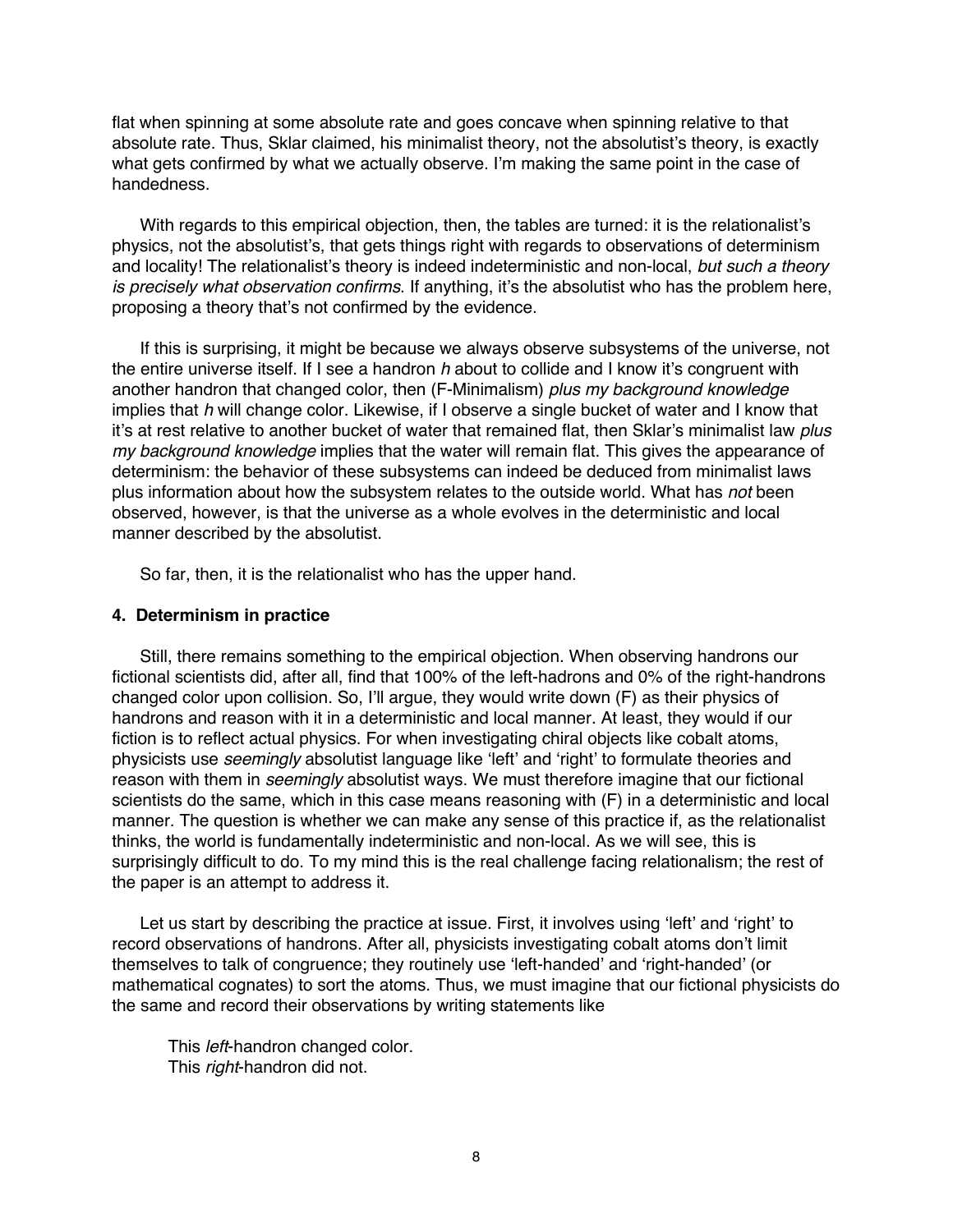flat when spinning at some absolute rate and goes concave when spinning relative to that absolute rate. Thus, Sklar claimed, his minimalist theory, not the absolutist's theory, is exactly what gets confirmed by what we actually observe. I'm making the same point in the case of handedness.

With regards to this empirical objection, then, the tables are turned: it is the relationalist's physics, not the absolutist's, that gets things right with regards to observations of determinism and locality! The relationalist's theory is indeed indeterministic and non-local, *but such a theory is precisely what observation confirms*. If anything, it's the absolutist who has the problem here, proposing a theory that's not confirmed by the evidence.

If this is surprising, it might be because we always observe subsystems of the universe, not the entire universe itself. If I see a handron *h* about to collide and I know it's congruent with another handron that changed color, then (F-Minimalism) *plus my background knowledge* implies that *h* will change color. Likewise, if I observe a single bucket of water and I know that it's at rest relative to another bucket of water that remained flat, then Sklar's minimalist law *plus my background knowledge* implies that the water will remain flat. This gives the appearance of determinism: the behavior of these subsystems can indeed be deduced from minimalist laws plus information about how the subsystem relates to the outside world. What has *not* been observed, however, is that the universe as a whole evolves in the deterministic and local manner described by the absolutist.

So far, then, it is the relationalist who has the upper hand.

## 4. Determinism in practice

Still, there remains something to the empirical objection. When observing handrons our fictional scientists did, after all, find that 100% of the left-hadrons and 0% of the right-handrons changed color upon collision. So, I'll argue, they would write down (F) as their physics of handrons and reason with it in a deterministic and local manner. At least, they would if our fiction is to reflect actual physics. For when investigating chiral objects like cobalt atoms, physicists use *seemingly* absolutist language like 'left' and 'right' to formulate theories and reason with them in *seemingly* absolutist ways. We must therefore imagine that our fictional scientists do the same, which in this case means reasoning with (F) in a deterministic and local manner. The question is whether we can make any sense of this practice if, as the relationalist thinks, the world is fundamentally indeterministic and non-local. As we will see, this is surprisingly difficult to do. To my mind this is the real challenge facing relationalism; the rest of the paper is an attempt to address it.

Let us start by describing the practice at issue. First, it involves using 'left' and 'right' to record observations of handrons. After all, physicists investigating cobalt atoms don't limit themselves to talk of congruence; they routinely use 'left-handed' and 'right-handed' (or mathematical cognates) to sort the atoms. Thus, we must imagine that our fictional physicists do the same and record their observations by writing statements like

> This *left*-handron changed color.
> This *right*-handron did not.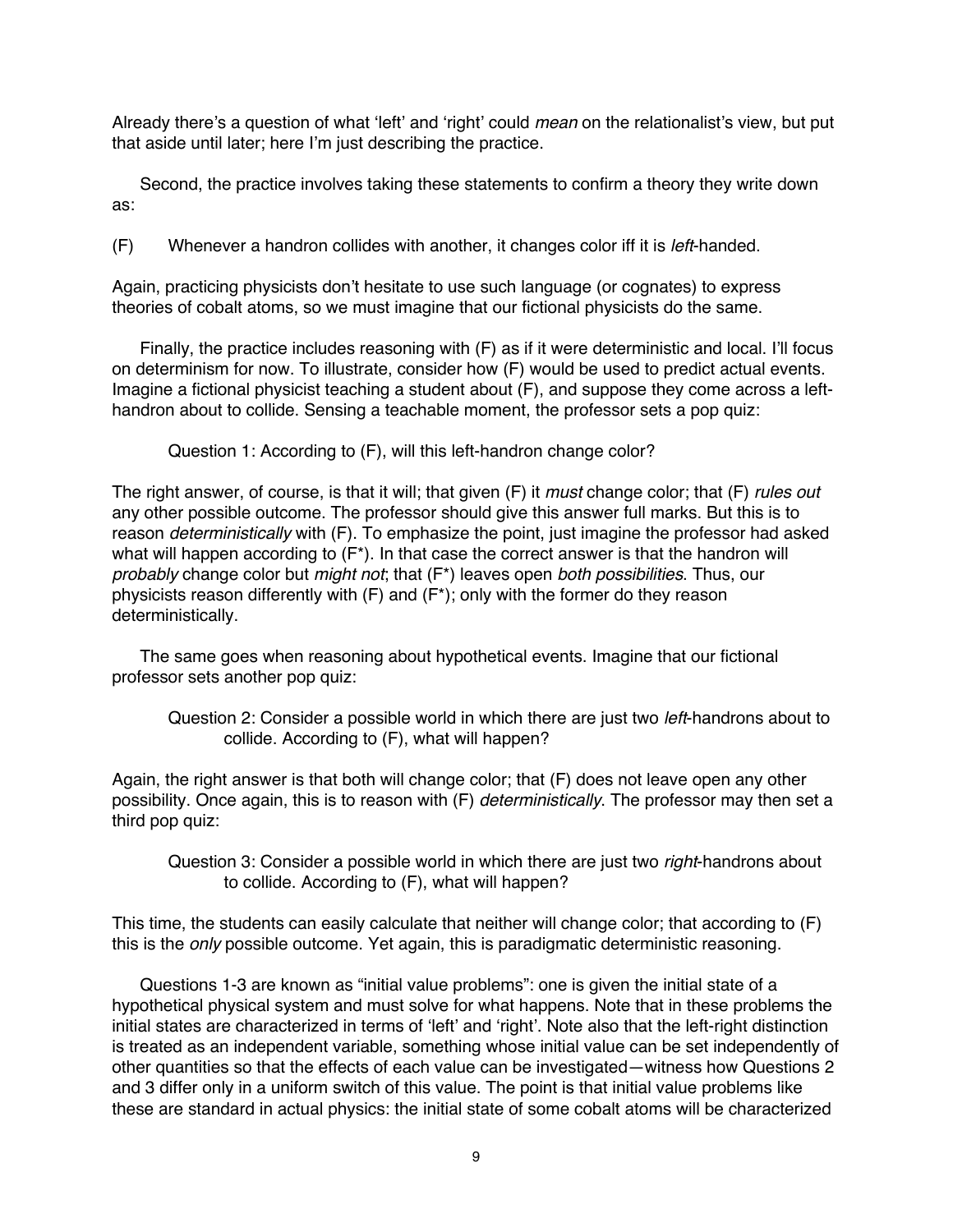Already there's a question of what 'left' and 'right' could *mean* on the relationalist's view, but put that aside until later; here I'm just describing the practice.

Second, the practice involves taking these statements to confirm a theory they write down as:

(F) Whenever a handron collides with another, it changes color iff it is *left*-handed.

Again, practicing physicists don't hesitate to use such language (or cognates) to express theories of cobalt atoms, so we must imagine that our fictional physicists do the same.

Finally, the practice includes reasoning with (F) as if it were deterministic and local. I'll focus on determinism for now. To illustrate, consider how (F) would be used to predict actual events. Imagine a fictional physicist teaching a student about (F), and suppose they come across a left-handron about to collide. Sensing a teachable moment, the professor sets a pop quiz:

> Question 1: According to (F), will this left-handron change color?

The right answer, of course, is that it will; that given (F) it *must* change color; that (F) *rules out* any other possible outcome. The professor should give this answer full marks. But this is to reason *deterministically* with (F). To emphasize the point, just imagine the professor had asked what will happen according to (F*). In that case the correct answer is that the handron will *probably* change color but *might not*; that (F*) leaves open *both possibilities*. Thus, our physicists reason differently with (F) and (F*); only with the former do they reason deterministically.

The same goes when reasoning about hypothetical events. Imagine that our fictional professor sets another pop quiz:

> Question 2: Consider a possible world in which there are just two *left*-handrons about to collide. According to (F), what will happen?

Again, the right answer is that both will change color; that (F) does not leave open any other possibility. Once again, this is to reason with (F) *deterministically*. The professor may then set a third pop quiz:

> Question 3: Consider a possible world in which there are just two *right*-handrons about to collide. According to (F), what will happen?

This time, the students can easily calculate that neither will change color; that according to (F) this is the *only* possible outcome. Yet again, this is paradigmatic deterministic reasoning.

Questions 1-3 are known as "initial value problems": one is given the initial state of a hypothetical physical system and must solve for what happens. Note that in these problems the initial states are characterized in terms of 'left' and 'right'. Note also that the left-right distinction is treated as an independent variable, something whose initial value can be set independently of other quantities so that the effects of each value can be investigated—witness how Questions 2 and 3 differ only in a uniform switch of this value. The point is that initial value problems like these are standard in actual physics: the initial state of some cobalt atoms will be characterized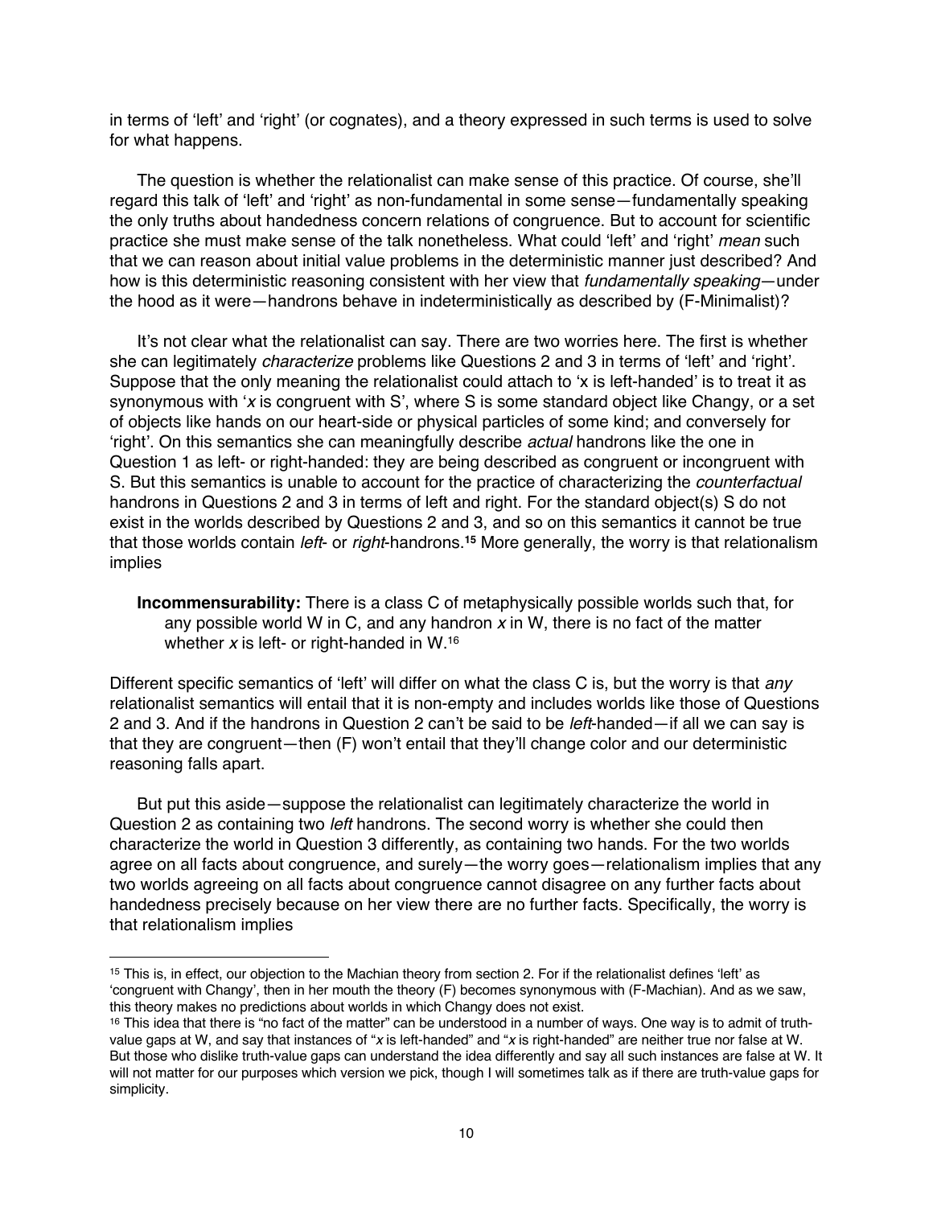in terms of 'left' and 'right' (or cognates), and a theory expressed in such terms is used to solve for what happens.

The question is whether the relationalist can make sense of this practice. Of course, she'll regard this talk of 'left' and 'right' as non-fundamental in some sense—fundamentally speaking the only truths about handedness concern relations of congruence. But to account for scientific practice she must make sense of the talk nonetheless. What could 'left' and 'right' *mean* such that we can reason about initial value problems in the deterministic manner just described? And how is this deterministic reasoning consistent with her view that *fundamentally speaking*—under the hood as it were—handrons behave in indeterministically as described by (F-Minimalist)?

It's not clear what the relationalist can say. There are two worries here. The first is whether she can legitimately *characterize* problems like Questions 2 and 3 in terms of 'left' and 'right'. Suppose that the only meaning the relationalist could attach to 'x is left-handed' is to treat it as synonymous with '*x* is congruent with S', where S is some standard object like Changy, or a set of objects like hands on our heart-side or physical particles of some kind; and conversely for 'right'. On this semantics she can meaningfully describe *actual* handrons like the one in Question 1 as left- or right-handed: they are being described as congruent or incongruent with S. But this semantics is unable to account for the practice of characterizing the *counterfactual* handrons in Questions 2 and 3 in terms of left and right. For the standard object(s) S do not exist in the worlds described by Questions 2 and 3, and so on this semantics it cannot be true that those worlds contain *left*- or *right*-handrons.[15] More generally, the worry is that relationalism implies

> **Incommensurability:** There is a class C of metaphysically possible worlds such that, for any possible world W in C, and any handron *x* in W, there is no fact of the matter whether *x* is left- or right-handed in W.[16]

Different specific semantics of 'left' will differ on what the class C is, but the worry is that *any* relationalist semantics will entail that it is non-empty and includes worlds like those of Questions 2 and 3. And if the handrons in Question 2 can't be said to be *left*-handed—if all we can say is that they are congruent—then (F) won't entail that they'll change color and our deterministic reasoning falls apart.

But put this aside—suppose the relationalist can legitimately characterize the world in Question 2 as containing two *left* handrons. The second worry is whether she could then characterize the world in Question 3 differently, as containing two hands. For the two worlds agree on all facts about congruence, and surely—the worry goes—relationalism implies that any two worlds agreeing on all facts about congruence cannot disagree on any further facts about handedness precisely because on her view there are no further facts. Specifically, the worry is that relationalism implies

---

[15] This is, in effect, our objection to the Machian theory from section 2. For if the relationalist defines 'left' as 'congruent with Changy', then in her mouth the theory (F) becomes synonymous with (F-Machian). And as we saw, this theory makes no predictions about worlds in which Changy does not exist.

[16] This idea that there is "no fact of the matter" can be understood in a number of ways. One way is to admit of truth-value gaps at W, and say that instances of "*x* is left-handed" and "*x* is right-handed" are neither true nor false at W. But those who dislike truth-value gaps can understand the idea differently and say all such instances are false at W. It will not matter for our purposes which version we pick, though I will sometimes talk as if there are truth-value gaps for simplicity.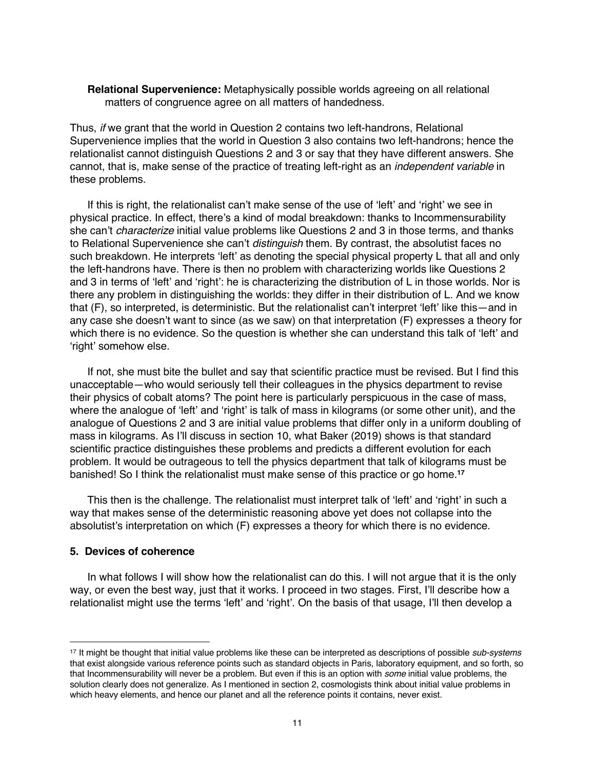**Relational Supervenience:** Metaphysically possible worlds agreeing on all relational matters of congruence agree on all matters of handedness.

Thus, *if* we grant that the world in Question 2 contains two left-handrons, Relational Supervenience implies that the world in Question 3 also contains two left-handrons; hence the relationalist cannot distinguish Questions 2 and 3 or say that they have different answers. She cannot, that is, make sense of the practice of treating left-right as an *independent variable* in these problems.

If this is right, the relationalist can't make sense of the use of 'left' and 'right' we see in physical practice. In effect, there's a kind of modal breakdown: thanks to Incommensurability she can't *characterize* initial value problems like Questions 2 and 3 in those terms, and thanks to Relational Supervenience she can't *distinguish* them. By contrast, the absolutist faces no such breakdown. He interprets 'left' as denoting the special physical property L that all and only the left-handrons have. There is then no problem with characterizing worlds like Questions 2 and 3 in terms of 'left' and 'right': he is characterizing the distribution of L in those worlds. Nor is there any problem in distinguishing the worlds: they differ in their distribution of L. And we know that (F), so interpreted, is deterministic. But the relationalist can't interpret 'left' like this—and in any case she doesn't want to since (as we saw) on that interpretation (F) expresses a theory for which there is no evidence. So the question is whether she can understand this talk of 'left' and 'right' somehow else.

If not, she must bite the bullet and say that scientific practice must be revised. But I find this unacceptable—who would seriously tell their colleagues in the physics department to revise their physics of cobalt atoms? The point here is particularly perspicuous in the case of mass, where the analogue of 'left' and 'right' is talk of mass in kilograms (or some other unit), and the analogue of Questions 2 and 3 are initial value problems that differ only in a uniform doubling of mass in kilograms. As I'll discuss in section 10, what Baker (2019) shows is that standard scientific practice distinguishes these problems and predicts a different evolution for each problem. It would be outrageous to tell the physics department that talk of kilograms must be banished! So I think the relationalist must make sense of this practice or go home.[17]

This then is the challenge. The relationalist must interpret talk of 'left' and 'right' in such a way that makes sense of the deterministic reasoning above yet does not collapse into the absolutist's interpretation on which (F) expresses a theory for which there is no evidence.

## 5. Devices of coherence

In what follows I will show how the relationalist can do this. I will not argue that it is the only way, or even the best way, just that it works. I proceed in two stages. First, I'll describe how a relationalist might use the terms 'left' and 'right'. On the basis of that usage, I'll then develop a

---

[17] It might be thought that initial value problems like these can be interpreted as descriptions of possible *sub-systems* that exist alongside various reference points such as standard objects in Paris, laboratory equipment, and so forth, so that Incommensurability will never be a problem. But even if this is an option with *some* initial value problems, the solution clearly does not generalize. As I mentioned in section 2, cosmologists think about initial value problems in which heavy elements, and hence our planet and all the reference points it contains, never exist.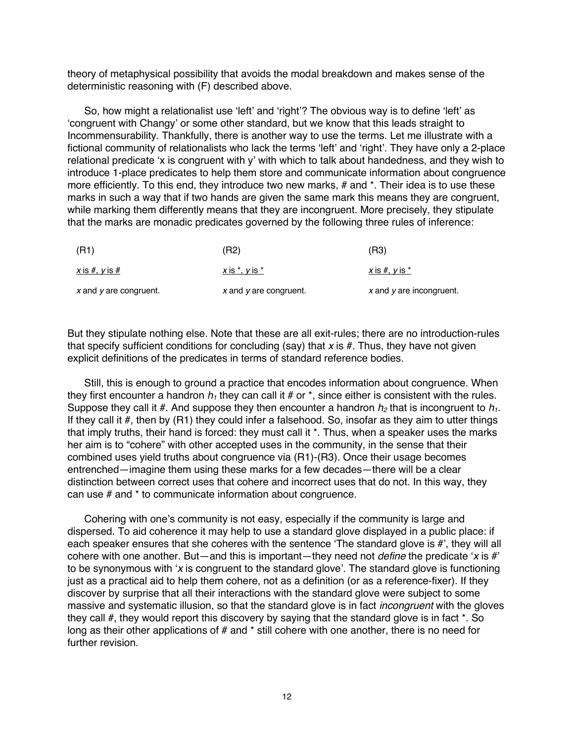theory of metaphysical possibility that avoids the modal breakdown and makes sense of the deterministic reasoning with (F) described above.

So, how might a relationalist use 'left' and 'right'? The obvious way is to define 'left' as 'congruent with Changy' or some other standard, but we know that this leads straight to Incommensurability. Thankfully, there is another way to use the terms. Let me illustrate with a fictional community of relationalists who lack the terms 'left' and 'right'. They have only a 2-place relational predicate 'x is congruent with y' with which to talk about handedness, and they wish to introduce 1-place predicates to help them store and communicate information about congruence more efficiently. To this end, they introduce two new marks, # and *. Their idea is to use these marks in such a way that if two hands are given the same mark this means they are congruent, while marking them differently means that they are incongruent. More precisely, they stipulate that the marks are monadic predicates governed by the following three rules of inference:

| (R1) | (R2) | (R3) |
|---|---|---|
| *x* is #, *y* is # | *x* is *, *y* is * | *x* is #, *y* is * |
| *x* and *y* are congruent. | *x* and *y* are congruent. | *x* and *y* are incongruent. |

But they stipulate nothing else. Note that these are all exit-rules; there are no introduction-rules that specify sufficient conditions for concluding (say) that *x* is #. Thus, they have not given explicit definitions of the predicates in terms of standard reference bodies.

Still, this is enough to ground a practice that encodes information about congruence. When they first encounter a handron $h_1$ they can call it # or *, since either is consistent with the rules. Suppose they call it #. And suppose they then encounter a handron $h_2$ that is incongruent to $h_1$. If they call it #, then by (R1) they could infer a falsehood. So, insofar as they aim to utter things that imply truths, their hand is forced: they must call it *. Thus, when a speaker uses the marks her aim is to "cohere" with other accepted uses in the community, in the sense that their combined uses yield truths about congruence via (R1)-(R3). Once their usage becomes entrenched—imagine them using these marks for a few decades—there will be a clear distinction between correct uses that cohere and incorrect uses that do not. In this way, they can use # and * to communicate information about congruence.

Cohering with one's community is not easy, especially if the community is large and dispersed. To aid coherence it may help to use a standard glove displayed in a public place: if each speaker ensures that she coheres with the sentence 'The standard glove is #', they will all cohere with one another. But—and this is important—they need not *define* the predicate '*x* is #' to be synonymous with '*x* is congruent to the standard glove'. The standard glove is functioning just as a practical aid to help them cohere, not as a definition (or as a reference-fixer). If they discover by surprise that all their interactions with the standard glove were subject to some massive and systematic illusion, so that the standard glove is in fact *incongruent* with the gloves they call #, they would report this discovery by saying that the standard glove is in fact *. So long as their other applications of # and * still cohere with one another, there is no need for further revision.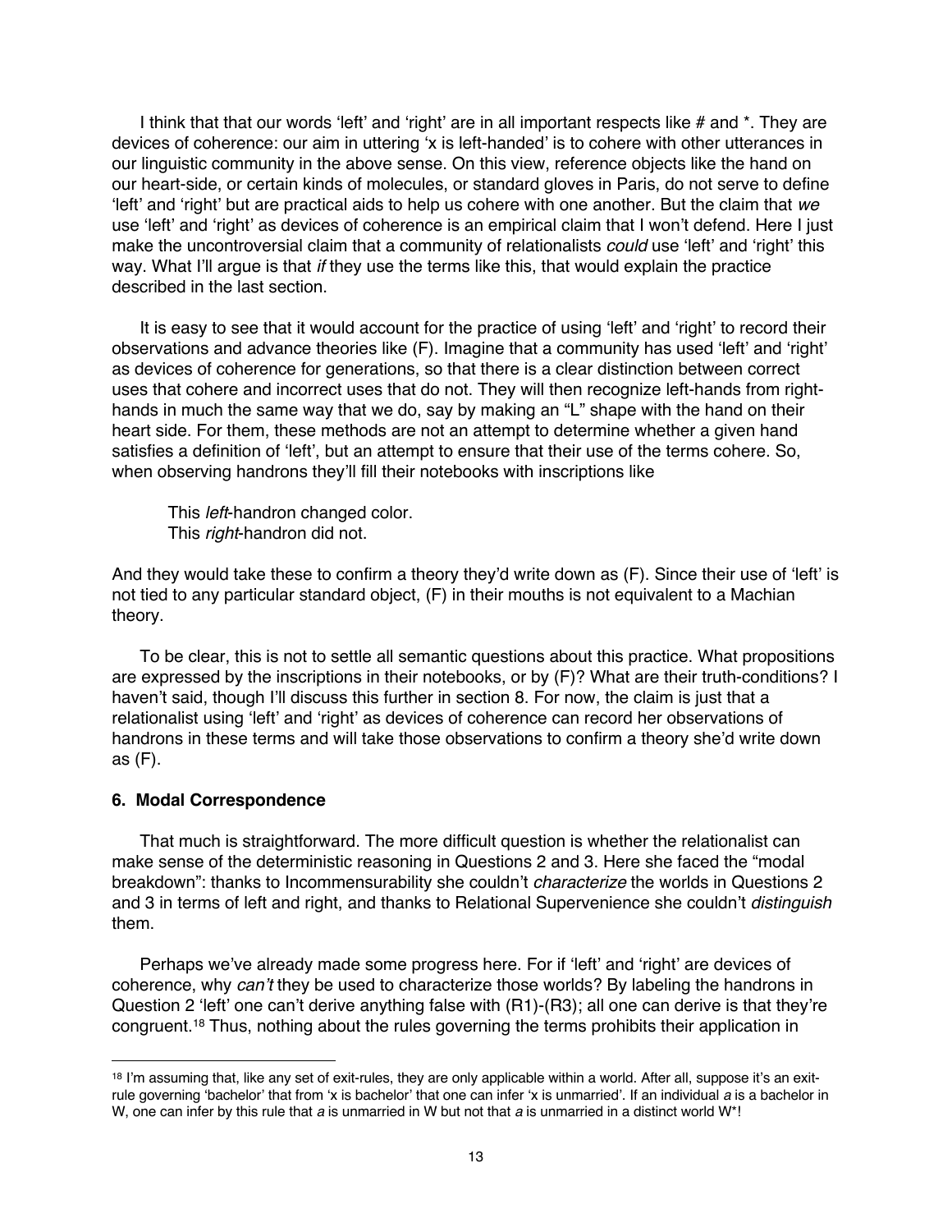I think that that our words 'left' and 'right' are in all important respects like # and *. They are devices of coherence: our aim in uttering 'x is left-handed' is to cohere with other utterances in our linguistic community in the above sense. On this view, reference objects like the hand on our heart-side, or certain kinds of molecules, or standard gloves in Paris, do not serve to define 'left' and 'right' but are practical aids to help us cohere with one another. But the claim that *we* use 'left' and 'right' as devices of coherence is an empirical claim that I won't defend. Here I just make the uncontroversial claim that a community of relationalists *could* use 'left' and 'right' this way. What I'll argue is that *if* they use the terms like this, that would explain the practice described in the last section.

It is easy to see that it would account for the practice of using 'left' and 'right' to record their observations and advance theories like (F). Imagine that a community has used 'left' and 'right' as devices of coherence for generations, so that there is a clear distinction between correct uses that cohere and incorrect uses that do not. They will then recognize left-hands from right-hands in much the same way that we do, say by making an "L" shape with the hand on their heart side. For them, these methods are not an attempt to determine whether a given hand satisfies a definition of 'left', but an attempt to ensure that their use of the terms cohere. So, when observing handrons they'll fill their notebooks with inscriptions like

> This *left*-handron changed color.
> This *right*-handron did not.

And they would take these to confirm a theory they'd write down as (F). Since their use of 'left' is not tied to any particular standard object, (F) in their mouths is not equivalent to a Machian theory.

To be clear, this is not to settle all semantic questions about this practice. What propositions are expressed by the inscriptions in their notebooks, or by (F)? What are their truth-conditions? I haven't said, though I'll discuss this further in section 8. For now, the claim is just that a relationalist using 'left' and 'right' as devices of coherence can record her observations of handrons in these terms and will take those observations to confirm a theory she'd write down as (F).

## 6. Modal Correspondence

That much is straightforward. The more difficult question is whether the relationalist can make sense of the deterministic reasoning in Questions 2 and 3. Here she faced the "modal breakdown": thanks to Incommensurability she couldn't *characterize* the worlds in Questions 2 and 3 in terms of left and right, and thanks to Relational Supervenience she couldn't *distinguish* them.

Perhaps we've already made some progress here. For if 'left' and 'right' are devices of coherence, why *can't* they be used to characterize those worlds? By labeling the handrons in Question 2 'left' one can't derive anything false with (R1)-(R3); all one can derive is that they're congruent.[18] Thus, nothing about the rules governing the terms prohibits their application in

---

[18] I'm assuming that, like any set of exit-rules, they are only applicable within a world. After all, suppose it's an exit-rule governing 'bachelor' that from 'x is bachelor' that one can infer 'x is unmarried'. If an individual *a* is a bachelor in W, one can infer by this rule that *a* is unmarried in W but not that *a* is unmarried in a distinct world W*!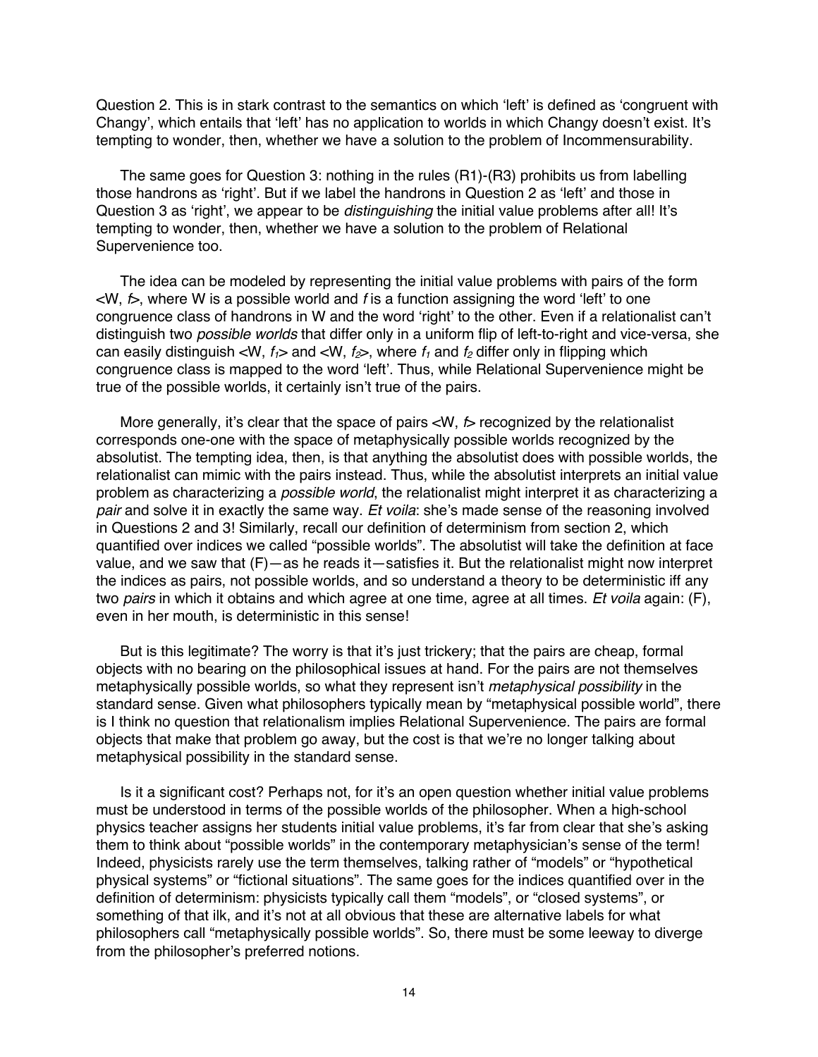Question 2. This is in stark contrast to the semantics on which 'left' is defined as 'congruent with Changy', which entails that 'left' has no application to worlds in which Changy doesn't exist. It's tempting to wonder, then, whether we have a solution to the problem of Incommensurability.

The same goes for Question 3: nothing in the rules (R1)-(R3) prohibits us from labelling those handrons as 'right'. But if we label the handrons in Question 2 as 'left' and those in Question 3 as 'right', we appear to be *distinguishing* the initial value problems after all! It's tempting to wonder, then, whether we have a solution to the problem of Relational Supervenience too.

The idea can be modeled by representing the initial value problems with pairs of the form $<W, f>$, where W is a possible world and $f$ is a function assigning the word 'left' to one congruence class of handrons in W and the word 'right' to the other. Even if a relationalist can't distinguish two *possible worlds* that differ only in a uniform flip of left-to-right and vice-versa, she can easily distinguish $<W, f_1>$ and $<W, f_2>$, where $f_1$ and $f_2$ differ only in flipping which congruence class is mapped to the word 'left'. Thus, while Relational Supervenience might be true of the possible worlds, it certainly isn't true of the pairs.

More generally, it's clear that the space of pairs $<W, f>$ recognized by the relationalist corresponds one-one with the space of metaphysically possible worlds recognized by the absolutist. The tempting idea, then, is that anything the absolutist does with possible worlds, the relationalist can mimic with the pairs instead. Thus, while the absolutist interprets an initial value problem as characterizing a *possible world*, the relationalist might interpret it as characterizing a *pair* and solve it in exactly the same way. *Et voila*: she's made sense of the reasoning involved in Questions 2 and 3! Similarly, recall our definition of determinism from section 2, which quantified over indices we called "possible worlds". The absolutist will take the definition at face value, and we saw that (F)—as he reads it—satisfies it. But the relationalist might now interpret the indices as pairs, not possible worlds, and so understand a theory to be deterministic iff any two *pairs* in which it obtains and which agree at one time, agree at all times. *Et voila* again: (F), even in her mouth, is deterministic in this sense!

But is this legitimate? The worry is that it's just trickery; that the pairs are cheap, formal objects with no bearing on the philosophical issues at hand. For the pairs are not themselves metaphysically possible worlds, so what they represent isn't *metaphysical possibility* in the standard sense. Given what philosophers typically mean by "metaphysical possible world", there is I think no question that relationalism implies Relational Supervenience. The pairs are formal objects that make that problem go away, but the cost is that we're no longer talking about metaphysical possibility in the standard sense.

Is it a significant cost? Perhaps not, for it's an open question whether initial value problems must be understood in terms of the possible worlds of the philosopher. When a high-school physics teacher assigns her students initial value problems, it's far from clear that she's asking them to think about "possible worlds" in the contemporary metaphysician's sense of the term! Indeed, physicists rarely use the term themselves, talking rather of "models" or "hypothetical physical systems" or "fictional situations". The same goes for the indices quantified over in the definition of determinism: physicists typically call them "models", or "closed systems", or something of that ilk, and it's not at all obvious that these are alternative labels for what philosophers call "metaphysically possible worlds". So, there must be some leeway to diverge from the philosopher's preferred notions.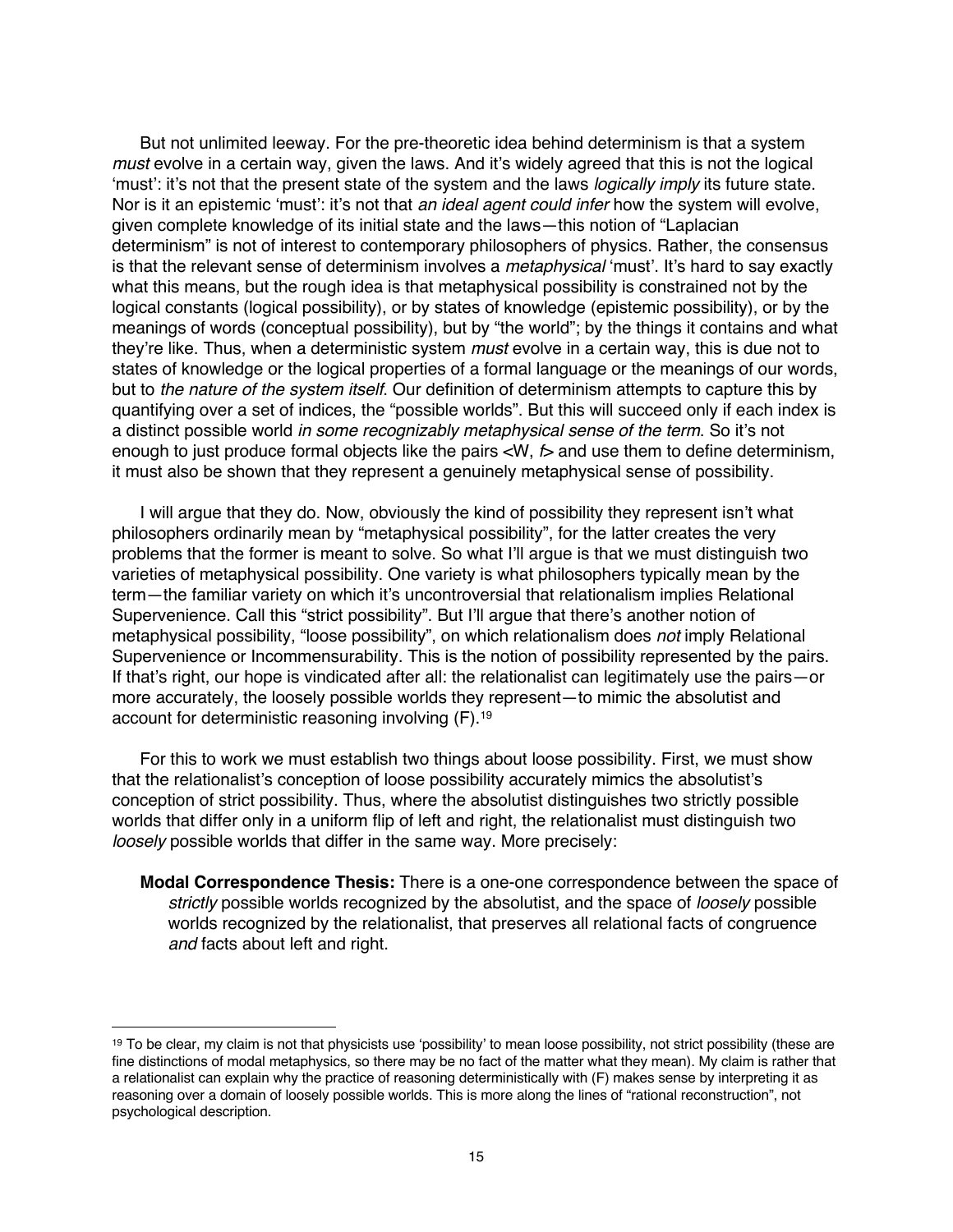But not unlimited leeway. For the pre-theoretic idea behind determinism is that a system *must* evolve in a certain way, given the laws. And it's widely agreed that this is not the logical 'must': it's not that the present state of the system and the laws *logically imply* its future state. Nor is it an epistemic 'must': it's not that *an ideal agent could infer* how the system will evolve, given complete knowledge of its initial state and the laws—this notion of "Laplacian determinism" is not of interest to contemporary philosophers of physics. Rather, the consensus is that the relevant sense of determinism involves a *metaphysical* 'must'. It's hard to say exactly what this means, but the rough idea is that metaphysical possibility is constrained not by the logical constants (logical possibility), or by states of knowledge (epistemic possibility), or by the meanings of words (conceptual possibility), but by "the world"; by the things it contains and what they're like. Thus, when a deterministic system *must* evolve in a certain way, this is due not to states of knowledge or the logical properties of a formal language or the meanings of our words, but to *the nature of the system itself*. Our definition of determinism attempts to capture this by quantifying over a set of indices, the "possible worlds". But this will succeed only if each index is a distinct possible world *in some recognizably metaphysical sense of the term*. So it's not enough to just produce formal objects like the pairs <W, *f*> and use them to define determinism, it must also be shown that they represent a genuinely metaphysical sense of possibility.

I will argue that they do. Now, obviously the kind of possibility they represent isn't what philosophers ordinarily mean by "metaphysical possibility", for the latter creates the very problems that the former is meant to solve. So what I'll argue is that we must distinguish two varieties of metaphysical possibility. One variety is what philosophers typically mean by the term—the familiar variety on which it's uncontroversial that relationalism implies Relational Supervenience. Call this "strict possibility". But I'll argue that there's another notion of metaphysical possibility, "loose possibility", on which relationalism does *not* imply Relational Supervenience or Incommensurability. This is the notion of possibility represented by the pairs. If that's right, our hope is vindicated after all: the relationalist can legitimately use the pairs—or more accurately, the loosely possible worlds they represent—to mimic the absolutist and account for deterministic reasoning involving (F).[19]

For this to work we must establish two things about loose possibility. First, we must show that the relationalist's conception of loose possibility accurately mimics the absolutist's conception of strict possibility. Thus, where the absolutist distinguishes two strictly possible worlds that differ only in a uniform flip of left and right, the relationalist must distinguish two *loosely* possible worlds that differ in the same way. More precisely:

> **Modal Correspondence Thesis:** There is a one-one correspondence between the space of *strictly* possible worlds recognized by the absolutist, and the space of *loosely* possible worlds recognized by the relationalist, that preserves all relational facts of congruence *and* facts about left and right.

---

[19] To be clear, my claim is not that physicists use 'possibility' to mean loose possibility, not strict possibility (these are fine distinctions of modal metaphysics, so there may be no fact of the matter what they mean). My claim is rather that a relationalist can explain why the practice of reasoning deterministically with (F) makes sense by interpreting it as reasoning over a domain of loosely possible worlds. This is more along the lines of "rational reconstruction", not psychological description.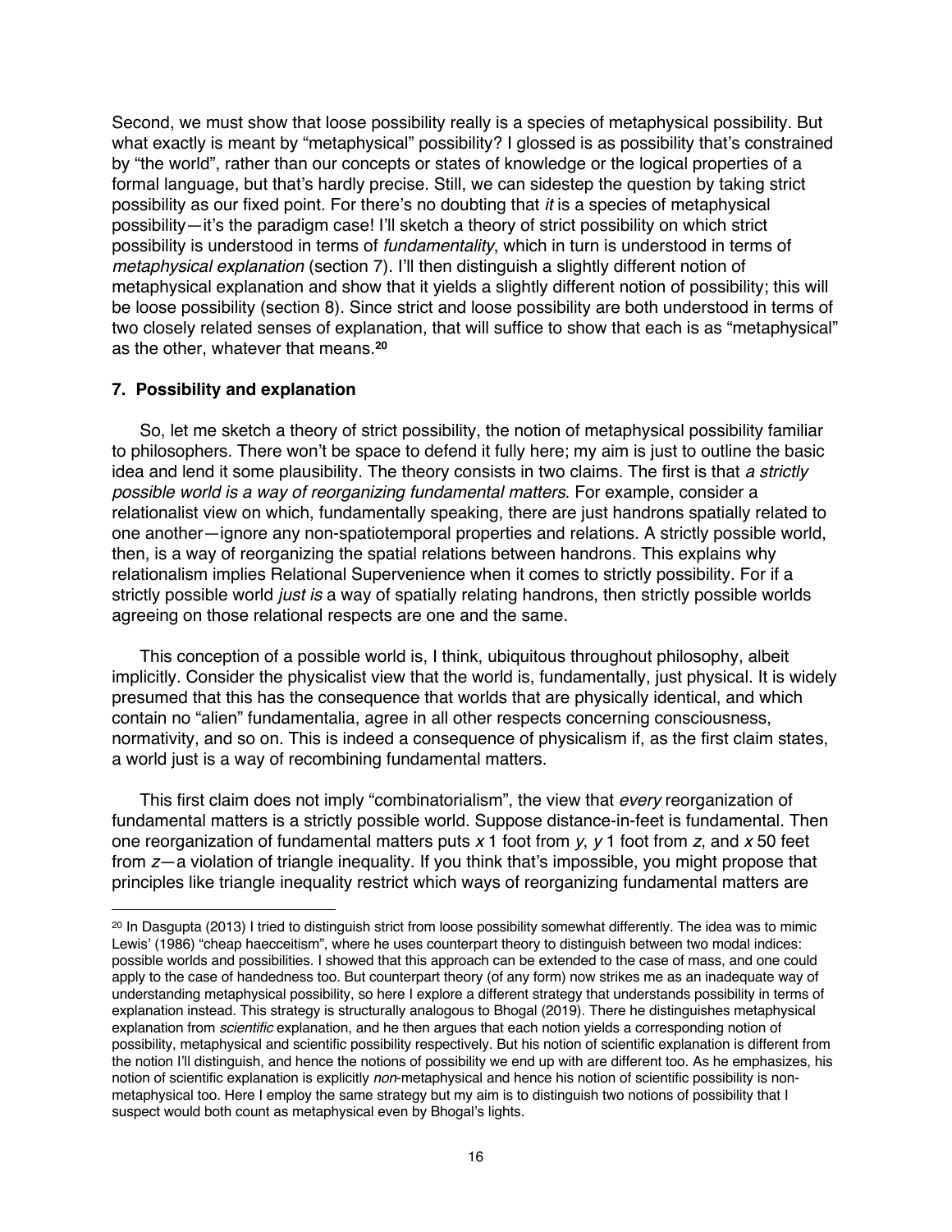Second, we must show that loose possibility really is a species of metaphysical possibility. But what exactly is meant by "metaphysical" possibility? I glossed is as possibility that's constrained by "the world", rather than our concepts or states of knowledge or the logical properties of a formal language, but that's hardly precise. Still, we can sidestep the question by taking strict possibility as our fixed point. For there's no doubting that *it* is a species of metaphysical possibility—it's the paradigm case! I'll sketch a theory of strict possibility on which strict possibility is understood in terms of *fundamentality*, which in turn is understood in terms of *metaphysical explanation* (section 7). I'll then distinguish a slightly different notion of metaphysical explanation and show that it yields a slightly different notion of possibility; this will be loose possibility (section 8). Since strict and loose possibility are both understood in terms of two closely related senses of explanation, that will suffice to show that each is as "metaphysical" as the other, whatever that means.[20]

### 7. Possibility and explanation

So, let me sketch a theory of strict possibility, the notion of metaphysical possibility familiar to philosophers. There won't be space to defend it fully here; my aim is just to outline the basic idea and lend it some plausibility. The theory consists in two claims. The first is that *a strictly possible world is a way of reorganizing fundamental matters*. For example, consider a relationalist view on which, fundamentally speaking, there are just handrons spatially related to one another—ignore any non-spatiotemporal properties and relations. A strictly possible world, then, is a way of reorganizing the spatial relations between handrons. This explains why relationalism implies Relational Supervenience when it comes to strictly possibility. For if a strictly possible world *just is* a way of spatially relating handrons, then strictly possible worlds agreeing on those relational respects are one and the same.

This conception of a possible world is, I think, ubiquitous throughout philosophy, albeit implicitly. Consider the physicalist view that the world is, fundamentally, just physical. It is widely presumed that this has the consequence that worlds that are physically identical, and which contain no "alien" fundamentalia, agree in all other respects concerning consciousness, normativity, and so on. This is indeed a consequence of physicalism if, as the first claim states, a world just is a way of recombining fundamental matters.

This first claim does not imply "combinatorialism", the view that *every* reorganization of fundamental matters is a strictly possible world. Suppose distance-in-feet is fundamental. Then one reorganization of fundamental matters puts $x$ 1 foot from $y$, $y$ 1 foot from $z$, and $x$ 50 feet from $z$—a violation of triangle inequality. If you think that's impossible, you might propose that principles like triangle inequality restrict which ways of reorganizing fundamental matters are

[20] In Dasgupta (2013) I tried to distinguish strict from loose possibility somewhat differently. The idea was to mimic Lewis' (1986) "cheap haecceitism", where he uses counterpart theory to distinguish between two modal indices: possible worlds and possibilities. I showed that this approach can be extended to the case of mass, and one could apply to the case of handedness too. But counterpart theory (of any form) now strikes me as an inadequate way of understanding metaphysical possibility, so here I explore a different strategy that understands possibility in terms of explanation instead. This strategy is structurally analogous to Bhogal (2019). There he distinguishes metaphysical explanation from *scientific* explanation, and he then argues that each notion yields a corresponding notion of possibility, metaphysical and scientific possibility respectively. But his notion of scientific explanation is different from the notion I'll distinguish, and hence the notions of possibility we end up with are different too. As he emphasizes, his notion of scientific explanation is explicitly *non*-metaphysical and hence his notion of scientific possibility is non-metaphysical too. Here I employ the same strategy but my aim is to distinguish two notions of possibility that I suspect would both count as metaphysical even by Bhogal's lights.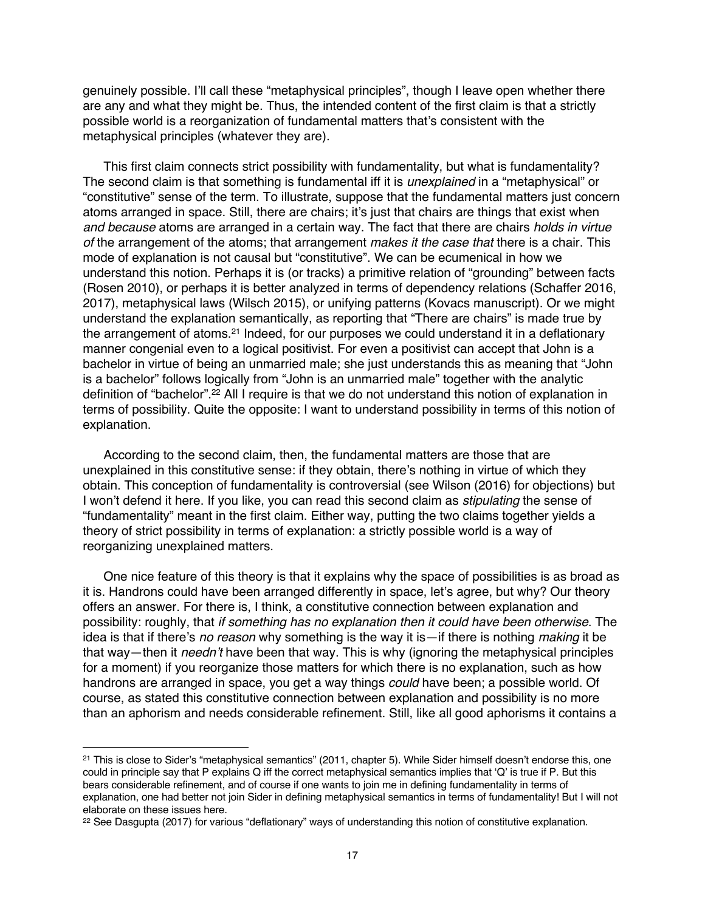genuinely possible. I'll call these "metaphysical principles", though I leave open whether there are any and what they might be. Thus, the intended content of the first claim is that a strictly possible world is a reorganization of fundamental matters that's consistent with the metaphysical principles (whatever they are).

This first claim connects strict possibility with fundamentality, but what is fundamentality? The second claim is that something is fundamental iff it is *unexplained* in a "metaphysical" or "constitutive" sense of the term. To illustrate, suppose that the fundamental matters just concern atoms arranged in space. Still, there are chairs; it's just that chairs are things that exist when *and because* atoms are arranged in a certain way. The fact that there are chairs *holds in virtue of* the arrangement of the atoms; that arrangement *makes it the case that* there is a chair. This mode of explanation is not causal but "constitutive". We can be ecumenical in how we understand this notion. Perhaps it is (or tracks) a primitive relation of "grounding" between facts (Rosen 2010), or perhaps it is better analyzed in terms of dependency relations (Schaffer 2016, 2017), metaphysical laws (Wilsch 2015), or unifying patterns (Kovacs manuscript). Or we might understand the explanation semantically, as reporting that "There are chairs" is made true by the arrangement of atoms.[21] Indeed, for our purposes we could understand it in a deflationary manner congenial even to a logical positivist. For even a positivist can accept that John is a bachelor in virtue of being an unmarried male; she just understands this as meaning that "John is a bachelor" follows logically from "John is an unmarried male" together with the analytic definition of "bachelor".[22] All I require is that we do not understand this notion of explanation in terms of possibility. Quite the opposite: I want to understand possibility in terms of this notion of explanation.

According to the second claim, then, the fundamental matters are those that are unexplained in this constitutive sense: if they obtain, there's nothing in virtue of which they obtain. This conception of fundamentality is controversial (see Wilson (2016) for objections) but I won't defend it here. If you like, you can read this second claim as *stipulating* the sense of "fundamentality" meant in the first claim. Either way, putting the two claims together yields a theory of strict possibility in terms of explanation: a strictly possible world is a way of reorganizing unexplained matters.

One nice feature of this theory is that it explains why the space of possibilities is as broad as it is. Handrons could have been arranged differently in space, let's agree, but why? Our theory offers an answer. For there is, I think, a constitutive connection between explanation and possibility: roughly, that *if something has no explanation then it could have been otherwise*. The idea is that if there's *no reason* why something is the way it is—if there is nothing *making* it be that way—then it *needn't* have been that way. This is why (ignoring the metaphysical principles for a moment) if you reorganize those matters for which there is no explanation, such as how handrons are arranged in space, you get a way things *could* have been; a possible world. Of course, as stated this constitutive connection between explanation and possibility is no more than an aphorism and needs considerable refinement. Still, like all good aphorisms it contains a

[21] This is close to Sider's "metaphysical semantics" (2011, chapter 5). While Sider himself doesn't endorse this, one could in principle say that P explains Q iff the correct metaphysical semantics implies that 'Q' is true if P. But this bears considerable refinement, and of course if one wants to join me in defining fundamentality in terms of explanation, one had better not join Sider in defining metaphysical semantics in terms of fundamentality! But I will not elaborate on these issues here.

[22] See Dasgupta (2017) for various "deflationary" ways of understanding this notion of constitutive explanation.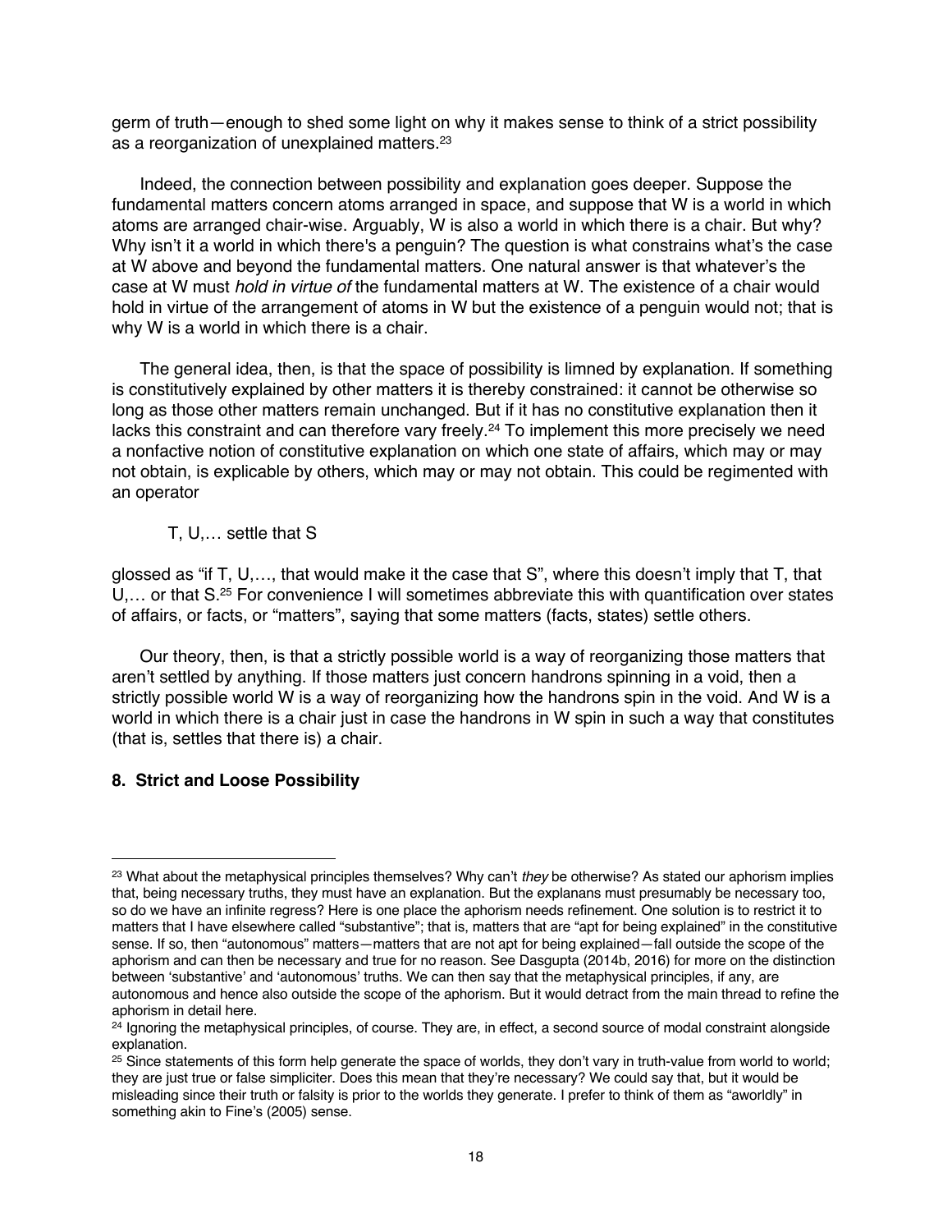germ of truth—enough to shed some light on why it makes sense to think of a strict possibility as a reorganization of unexplained matters.[23]

Indeed, the connection between possibility and explanation goes deeper. Suppose the fundamental matters concern atoms arranged in space, and suppose that W is a world in which atoms are arranged chair-wise. Arguably, W is also a world in which there is a chair. But why? Why isn't it a world in which there's a penguin? The question is what constrains what's the case at W above and beyond the fundamental matters. One natural answer is that whatever's the case at W must *hold in virtue of* the fundamental matters at W. The existence of a chair would hold in virtue of the arrangement of atoms in W but the existence of a penguin would not; that is why W is a world in which there is a chair.

The general idea, then, is that the space of possibility is limned by explanation. If something is constitutively explained by other matters it is thereby constrained: it cannot be otherwise so long as those other matters remain unchanged. But if it has no constitutive explanation then it lacks this constraint and can therefore vary freely.[24] To implement this more precisely we need a nonfactive notion of constitutive explanation on which one state of affairs, which may or may not obtain, is explicable by others, which may or may not obtain. This could be regimented with an operator

T, U,… settle that S

glossed as "if T, U,…, that would make it the case that S", where this doesn't imply that T, that U,… or that S.[25] For convenience I will sometimes abbreviate this with quantification over states of affairs, or facts, or "matters", saying that some matters (facts, states) settle others.

Our theory, then, is that a strictly possible world is a way of reorganizing those matters that aren't settled by anything. If those matters just concern handrons spinning in a void, then a strictly possible world W is a way of reorganizing how the handrons spin in the void. And W is a world in which there is a chair just in case the handrons in W spin in such a way that constitutes (that is, settles that there is) a chair.

## 8. Strict and Loose Possibility

[23] What about the metaphysical principles themselves? Why can't *they* be otherwise? As stated our aphorism implies that, being necessary truths, they must have an explanation. But the explanans must presumably be necessary too, so do we have an infinite regress? Here is one place the aphorism needs refinement. One solution is to restrict it to matters that I have elsewhere called "substantive"; that is, matters that are "apt for being explained" in the constitutive sense. If so, then "autonomous" matters—matters that are not apt for being explained—fall outside the scope of the aphorism and can then be necessary and true for no reason. See Dasgupta (2014b, 2016) for more on the distinction between 'substantive' and 'autonomous' truths. We can then say that the metaphysical principles, if any, are autonomous and hence also outside the scope of the aphorism. But it would detract from the main thread to refine the aphorism in detail here.

[24] Ignoring the metaphysical principles, of course. They are, in effect, a second source of modal constraint alongside explanation.

[25] Since statements of this form help generate the space of worlds, they don't vary in truth-value from world to world; they are just true or false simpliciter. Does this mean that they're necessary? We could say that, but it would be misleading since their truth or falsity is prior to the worlds they generate. I prefer to think of them as "aworldly" in something akin to Fine's (2005) sense.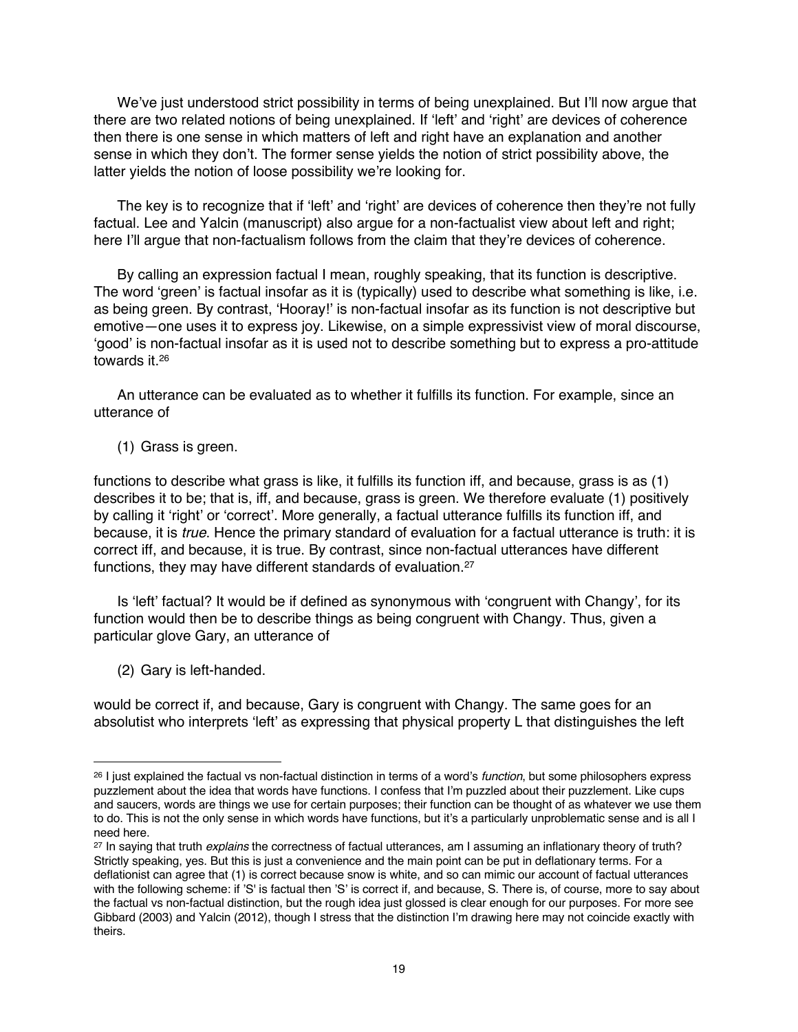We've just understood strict possibility in terms of being unexplained. But I'll now argue that there are two related notions of being unexplained. If 'left' and 'right' are devices of coherence then there is one sense in which matters of left and right have an explanation and another sense in which they don't. The former sense yields the notion of strict possibility above, the latter yields the notion of loose possibility we're looking for.

The key is to recognize that if 'left' and 'right' are devices of coherence then they're not fully factual. Lee and Yalcin (manuscript) also argue for a non-factualist view about left and right; here I'll argue that non-factualism follows from the claim that they're devices of coherence.

By calling an expression factual I mean, roughly speaking, that its function is descriptive. The word 'green' is factual insofar as it is (typically) used to describe what something is like, i.e. as being green. By contrast, 'Hooray!' is non-factual insofar as its function is not descriptive but emotive—one uses it to express joy. Likewise, on a simple expressivist view of moral discourse, 'good' is non-factual insofar as it is used not to describe something but to express a pro-attitude towards it.[26]

An utterance can be evaluated as to whether it fulfills its function. For example, since an utterance of

(1) Grass is green.

functions to describe what grass is like, it fulfills its function iff, and because, grass is as (1) describes it to be; that is, iff, and because, grass is green. We therefore evaluate (1) positively by calling it 'right' or 'correct'. More generally, a factual utterance fulfills its function iff, and because, it is *true*. Hence the primary standard of evaluation for a factual utterance is truth: it is correct iff, and because, it is true. By contrast, since non-factual utterances have different functions, they may have different standards of evaluation.[27]

Is 'left' factual? It would be if defined as synonymous with 'congruent with Changy', for its function would then be to describe things as being congruent with Changy. Thus, given a particular glove Gary, an utterance of

(2) Gary is left-handed.

would be correct if, and because, Gary is congruent with Changy. The same goes for an absolutist who interprets 'left' as expressing that physical property L that distinguishes the left

---

[26] I just explained the factual vs non-factual distinction in terms of a word's *function*, but some philosophers express puzzlement about the idea that words have functions. I confess that I'm puzzled about their puzzlement. Like cups and saucers, words are things we use for certain purposes; their function can be thought of as whatever we use them to do. This is not the only sense in which words have functions, but it's a particularly unproblematic sense and is all I need here.

[27] In saying that truth *explains* the correctness of factual utterances, am I assuming an inflationary theory of truth? Strictly speaking, yes. But this is just a convenience and the main point can be put in deflationary terms. For a deflationist can agree that (1) is correct because snow is white, and so can mimic our account of factual utterances with the following scheme: if 'S' is factual then 'S' is correct if, and because, S. There is, of course, more to say about the factual vs non-factual distinction, but the rough idea just glossed is clear enough for our purposes. For more see Gibbard (2003) and Yalcin (2012), though I stress that the distinction I'm drawing here may not coincide exactly with theirs.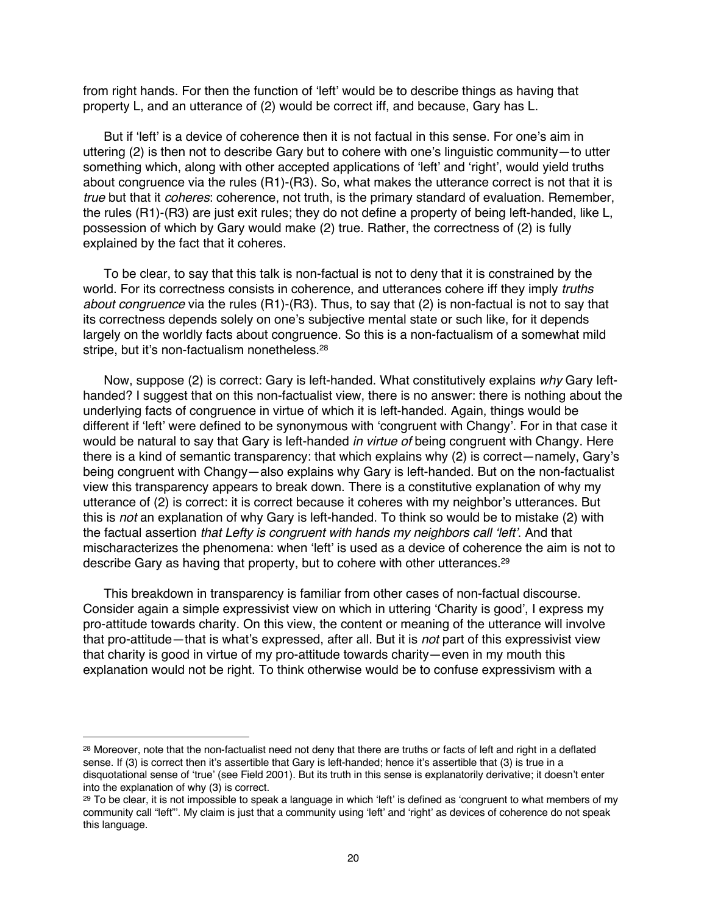from right hands. For then the function of 'left' would be to describe things as having that property L, and an utterance of (2) would be correct iff, and because, Gary has L.

But if 'left' is a device of coherence then it is not factual in this sense. For one's aim in uttering (2) is then not to describe Gary but to cohere with one's linguistic community—to utter something which, along with other accepted applications of 'left' and 'right', would yield truths about congruence via the rules (R1)-(R3). So, what makes the utterance correct is not that it is *true* but that it *coheres*: coherence, not truth, is the primary standard of evaluation. Remember, the rules (R1)-(R3) are just exit rules; they do not define a property of being left-handed, like L, possession of which by Gary would make (2) true. Rather, the correctness of (2) is fully explained by the fact that it coheres.

To be clear, to say that this talk is non-factual is not to deny that it is constrained by the world. For its correctness consists in coherence, and utterances cohere iff they imply *truths about congruence* via the rules (R1)-(R3). Thus, to say that (2) is non-factual is not to say that its correctness depends solely on one's subjective mental state or such like, for it depends largely on the worldly facts about congruence. So this is a non-factualism of a somewhat mild stripe, but it's non-factualism nonetheless.[28]

Now, suppose (2) is correct: Gary is left-handed. What constitutively explains *why* Gary left-handed? I suggest that on this non-factualist view, there is no answer: there is nothing about the underlying facts of congruence in virtue of which it is left-handed. Again, things would be different if 'left' were defined to be synonymous with 'congruent with Changy'. For in that case it would be natural to say that Gary is left-handed *in virtue of* being congruent with Changy. Here there is a kind of semantic transparency: that which explains why (2) is correct—namely, Gary's being congruent with Changy—also explains why Gary is left-handed. But on the non-factualist view this transparency appears to break down. There is a constitutive explanation of why my utterance of (2) is correct: it is correct because it coheres with my neighbor's utterances. But this is *not* an explanation of why Gary is left-handed. To think so would be to mistake (2) with the factual assertion *that Lefty is congruent with hands my neighbors call 'left'*. And that mischaracterizes the phenomena: when 'left' is used as a device of coherence the aim is not to describe Gary as having that property, but to cohere with other utterances.[29]

This breakdown in transparency is familiar from other cases of non-factual discourse. Consider again a simple expressivist view on which in uttering 'Charity is good', I express my pro-attitude towards charity. On this view, the content or meaning of the utterance will involve that pro-attitude—that is what's expressed, after all. But it is *not* part of this expressivist view that charity is good in virtue of my pro-attitude towards charity—even in my mouth this explanation would not be right. To think otherwise would be to confuse expressivism with a

[28] Moreover, note that the non-factualist need not deny that there are truths or facts of left and right in a deflated sense. If (3) is correct then it's assertible that Gary is left-handed; hence it's assertible that (3) is true in a disquotational sense of 'true' (see Field 2001). But its truth in this sense is explanatorily derivative; it doesn't enter into the explanation of why (3) is correct.

[29] To be clear, it is not impossible to speak a language in which 'left' is defined as 'congruent to what members of my community call "left"'. My claim is just that a community using 'left' and 'right' as devices of coherence do not speak this language.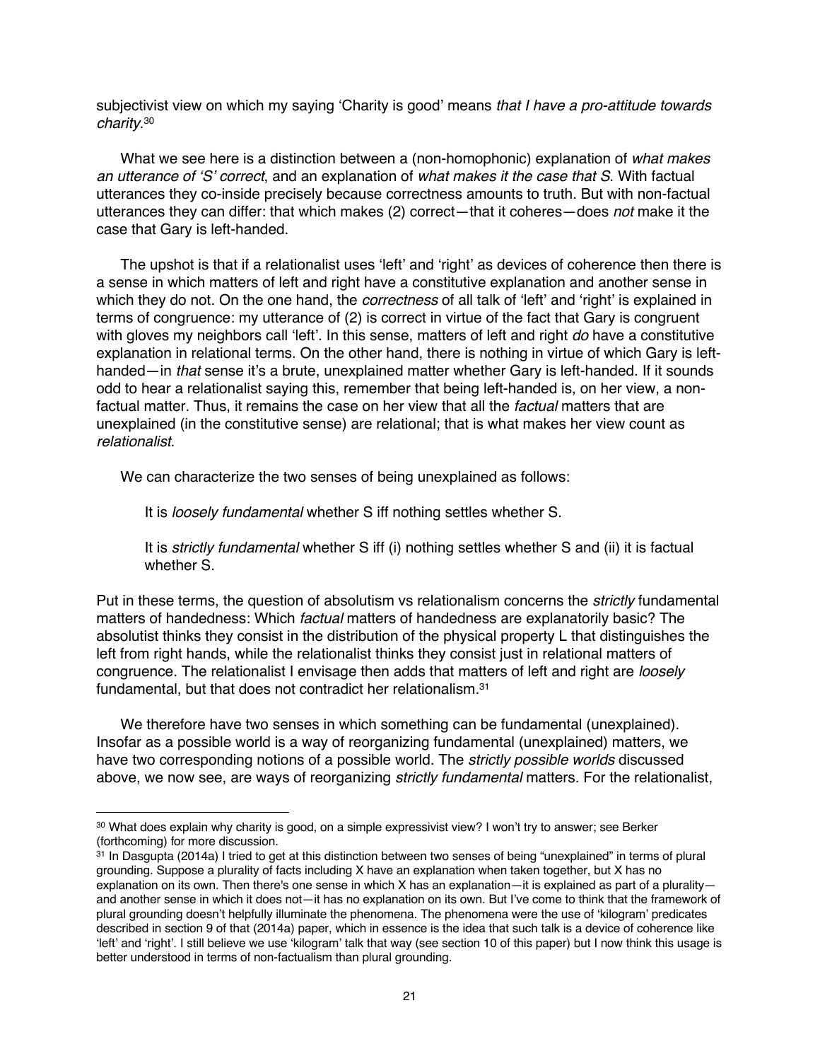subjectivist view on which my saying 'Charity is good' means *that I have a pro-attitude towards charity*.[30]

What we see here is a distinction between a (non-homophonic) explanation of *what makes an utterance of 'S' correct*, and an explanation of *what makes it the case that S*. With factual utterances they co-inside precisely because correctness amounts to truth. But with non-factual utterances they can differ: that which makes (2) correct—that it coheres—does *not* make it the case that Gary is left-handed.

The upshot is that if a relationalist uses 'left' and 'right' as devices of coherence then there is a sense in which matters of left and right have a constitutive explanation and another sense in which they do not. On the one hand, the *correctness* of all talk of 'left' and 'right' is explained in terms of congruence: my utterance of (2) is correct in virtue of the fact that Gary is congruent with gloves my neighbors call 'left'. In this sense, matters of left and right *do* have a constitutive explanation in relational terms. On the other hand, there is nothing in virtue of which Gary is left-handed—in *that* sense it's a brute, unexplained matter whether Gary is left-handed. If it sounds odd to hear a relationalist saying this, remember that being left-handed is, on her view, a non-factual matter. Thus, it remains the case on her view that all the *factual* matters that are unexplained (in the constitutive sense) are relational; that is what makes her view count as *relationalist*.

We can characterize the two senses of being unexplained as follows:

> It is *loosely fundamental* whether S iff nothing settles whether S.
>
> It is *strictly fundamental* whether S iff (i) nothing settles whether S and (ii) it is factual whether S.

Put in these terms, the question of absolutism vs relationalism concerns the *strictly* fundamental matters of handedness: Which *factual* matters of handedness are explanatorily basic? The absolutist thinks they consist in the distribution of the physical property L that distinguishes the left from right hands, while the relationalist thinks they consist just in relational matters of congruence. The relationalist I envisage then adds that matters of left and right are *loosely* fundamental, but that does not contradict her relationalism.[31]

We therefore have two senses in which something can be fundamental (unexplained). Insofar as a possible world is a way of reorganizing fundamental (unexplained) matters, we have two corresponding notions of a possible world. The *strictly possible worlds* discussed above, we now see, are ways of reorganizing *strictly fundamental* matters. For the relationalist,

---

[30] What does explain why charity is good, on a simple expressivist view? I won't try to answer; see Berker (forthcoming) for more discussion.

[31] In Dasgupta (2014a) I tried to get at this distinction between two senses of being "unexplained" in terms of plural grounding. Suppose a plurality of facts including X have an explanation when taken together, but X has no explanation on its own. Then there's one sense in which X has an explanation—it is explained as part of a plurality—and another sense in which it does not—it has no explanation on its own. But I've come to think that the framework of plural grounding doesn't helpfully illuminate the phenomena. The phenomena were the use of 'kilogram' predicates described in section 9 of that (2014a) paper, which in essence is the idea that such talk is a device of coherence like 'left' and 'right'. I still believe we use 'kilogram' talk that way (see section 10 of this paper) but I now think this usage is better understood in terms of non-factualism than plural grounding.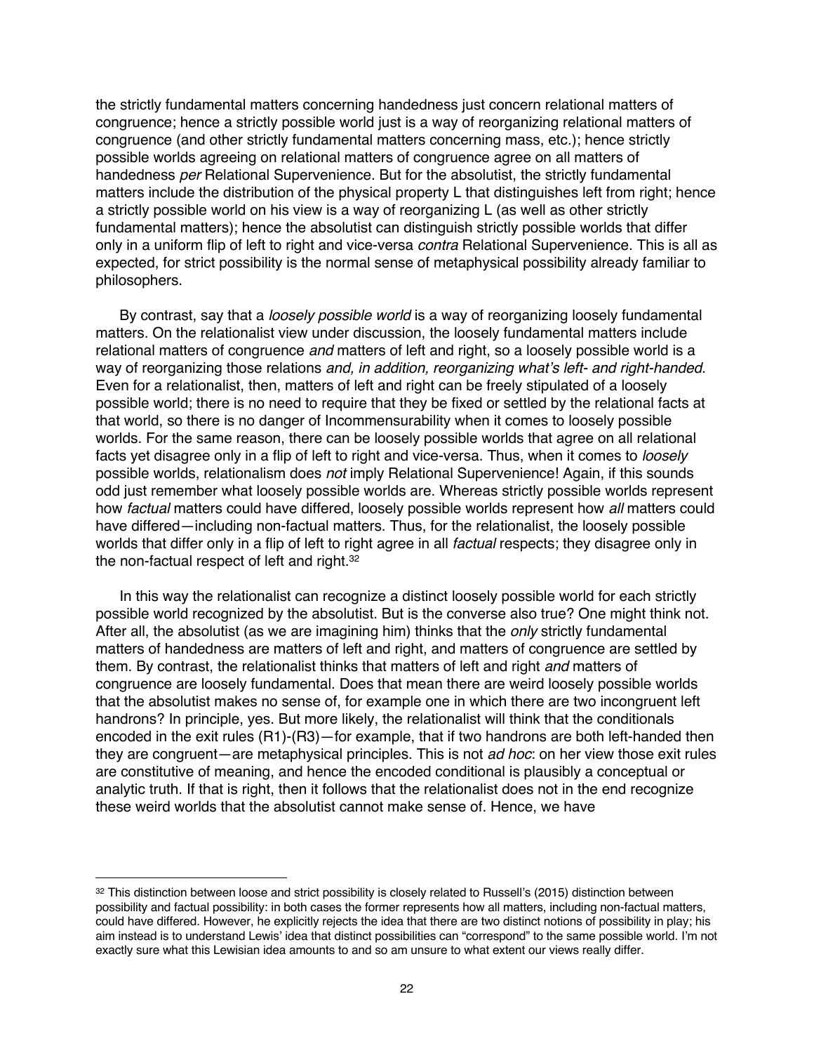the strictly fundamental matters concerning handedness just concern relational matters of congruence; hence a strictly possible world just is a way of reorganizing relational matters of congruence (and other strictly fundamental matters concerning mass, etc.); hence strictly possible worlds agreeing on relational matters of congruence agree on all matters of handedness *per* Relational Supervenience. But for the absolutist, the strictly fundamental matters include the distribution of the physical property L that distinguishes left from right; hence a strictly possible world on his view is a way of reorganizing L (as well as other strictly fundamental matters); hence the absolutist can distinguish strictly possible worlds that differ only in a uniform flip of left to right and vice-versa *contra* Relational Supervenience. This is all as expected, for strict possibility is the normal sense of metaphysical possibility already familiar to philosophers.

By contrast, say that a *loosely possible world* is a way of reorganizing loosely fundamental matters. On the relationalist view under discussion, the loosely fundamental matters include relational matters of congruence *and* matters of left and right, so a loosely possible world is a way of reorganizing those relations *and, in addition, reorganizing what's left- and right-handed*. Even for a relationalist, then, matters of left and right can be freely stipulated of a loosely possible world; there is no need to require that they be fixed or settled by the relational facts at that world, so there is no danger of Incommensurability when it comes to loosely possible worlds. For the same reason, there can be loosely possible worlds that agree on all relational facts yet disagree only in a flip of left to right and vice-versa. Thus, when it comes to *loosely* possible worlds, relationalism does *not* imply Relational Supervenience! Again, if this sounds odd just remember what loosely possible worlds are. Whereas strictly possible worlds represent how *factual* matters could have differed, loosely possible worlds represent how *all* matters could have differed—including non-factual matters. Thus, for the relationalist, the loosely possible worlds that differ only in a flip of left to right agree in all *factual* respects; they disagree only in the non-factual respect of left and right.[32]

In this way the relationalist can recognize a distinct loosely possible world for each strictly possible world recognized by the absolutist. But is the converse also true? One might think not. After all, the absolutist (as we are imagining him) thinks that the *only* strictly fundamental matters of handedness are matters of left and right, and matters of congruence are settled by them. By contrast, the relationalist thinks that matters of left and right *and* matters of congruence are loosely fundamental. Does that mean there are weird loosely possible worlds that the absolutist makes no sense of, for example one in which there are two incongruent left handrons? In principle, yes. But more likely, the relationalist will think that the conditionals encoded in the exit rules (R1)-(R3)—for example, that if two handrons are both left-handed then they are congruent—are metaphysical principles. This is not *ad hoc*: on her view those exit rules are constitutive of meaning, and hence the encoded conditional is plausibly a conceptual or analytic truth. If that is right, then it follows that the relationalist does not in the end recognize these weird worlds that the absolutist cannot make sense of. Hence, we have

---

[32] This distinction between loose and strict possibility is closely related to Russell's (2015) distinction between possibility and factual possibility: in both cases the former represents how all matters, including non-factual matters, could have differed. However, he explicitly rejects the idea that there are two distinct notions of possibility in play; his aim instead is to understand Lewis' idea that distinct possibilities can "correspond" to the same possible world. I'm not exactly sure what this Lewisian idea amounts to and so am unsure to what extent our views really differ.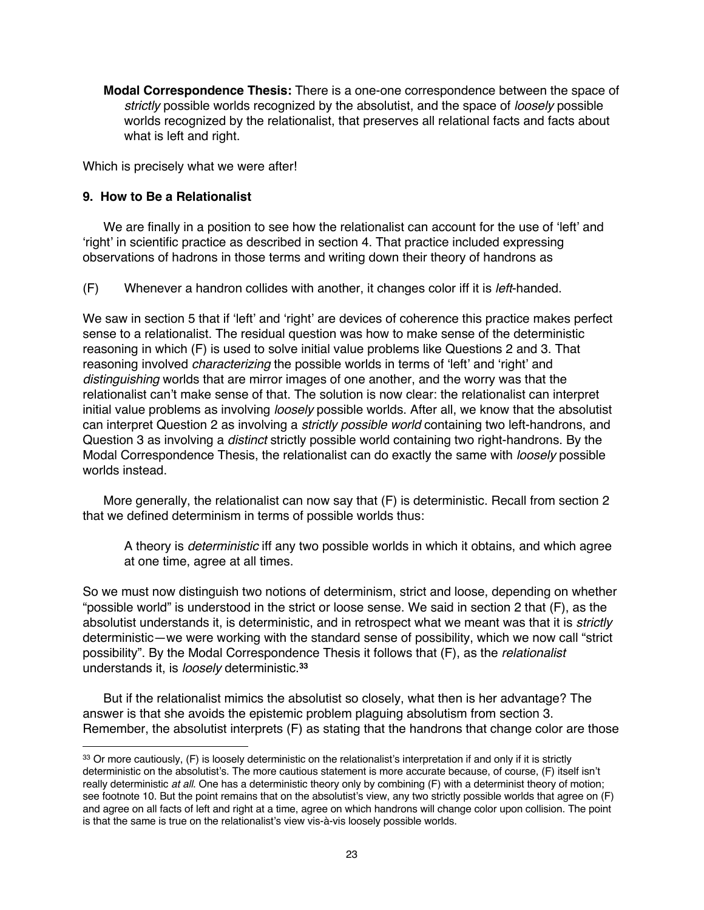**Modal Correspondence Thesis:** There is a one-one correspondence between the space of *strictly* possible worlds recognized by the absolutist, and the space of *loosely* possible worlds recognized by the relationalist, that preserves all relational facts and facts about what is left and right.

Which is precisely what we were after!

### 9. How to Be a Relationalist

We are finally in a position to see how the relationalist can account for the use of 'left' and 'right' in scientific practice as described in section 4. That practice included expressing observations of hadrons in those terms and writing down their theory of handrons as

(F) Whenever a handron collides with another, it changes color iff it is *left*-handed.

We saw in section 5 that if 'left' and 'right' are devices of coherence this practice makes perfect sense to a relationalist. The residual question was how to make sense of the deterministic reasoning in which (F) is used to solve initial value problems like Questions 2 and 3. That reasoning involved *characterizing* the possible worlds in terms of 'left' and 'right' and *distinguishing* worlds that are mirror images of one another, and the worry was that the relationalist can't make sense of that. The solution is now clear: the relationalist can interpret initial value problems as involving *loosely* possible worlds. After all, we know that the absolutist can interpret Question 2 as involving a *strictly possible world* containing two left-handrons, and Question 3 as involving a *distinct* strictly possible world containing two right-handrons. By the Modal Correspondence Thesis, the relationalist can do exactly the same with *loosely* possible worlds instead.

More generally, the relationalist can now say that (F) is deterministic. Recall from section 2 that we defined determinism in terms of possible worlds thus:

> A theory is *deterministic* iff any two possible worlds in which it obtains, and which agree at one time, agree at all times.

So we must now distinguish two notions of determinism, strict and loose, depending on whether "possible world" is understood in the strict or loose sense. We said in section 2 that (F), as the absolutist understands it, is deterministic, and in retrospect what we meant was that it is *strictly* deterministic—we were working with the standard sense of possibility, which we now call "strict possibility". By the Modal Correspondence Thesis it follows that (F), as the *relationalist* understands it, is *loosely* deterministic.[33]

But if the relationalist mimics the absolutist so closely, what then is her advantage? The answer is that she avoids the epistemic problem plaguing absolutism from section 3. Remember, the absolutist interprets (F) as stating that the handrons that change color are those

---

[33] Or more cautiously, (F) is loosely deterministic on the relationalist's interpretation if and only if it is strictly deterministic on the absolutist's. The more cautious statement is more accurate because, of course, (F) itself isn't really deterministic *at all*. One has a deterministic theory only by combining (F) with a determinist theory of motion; see footnote 10. But the point remains that on the absolutist's view, any two strictly possible worlds that agree on (F) and agree on all facts of left and right at a time, agree on which handrons will change color upon collision. The point is that the same is true on the relationalist's view vis-à-vis loosely possible worlds.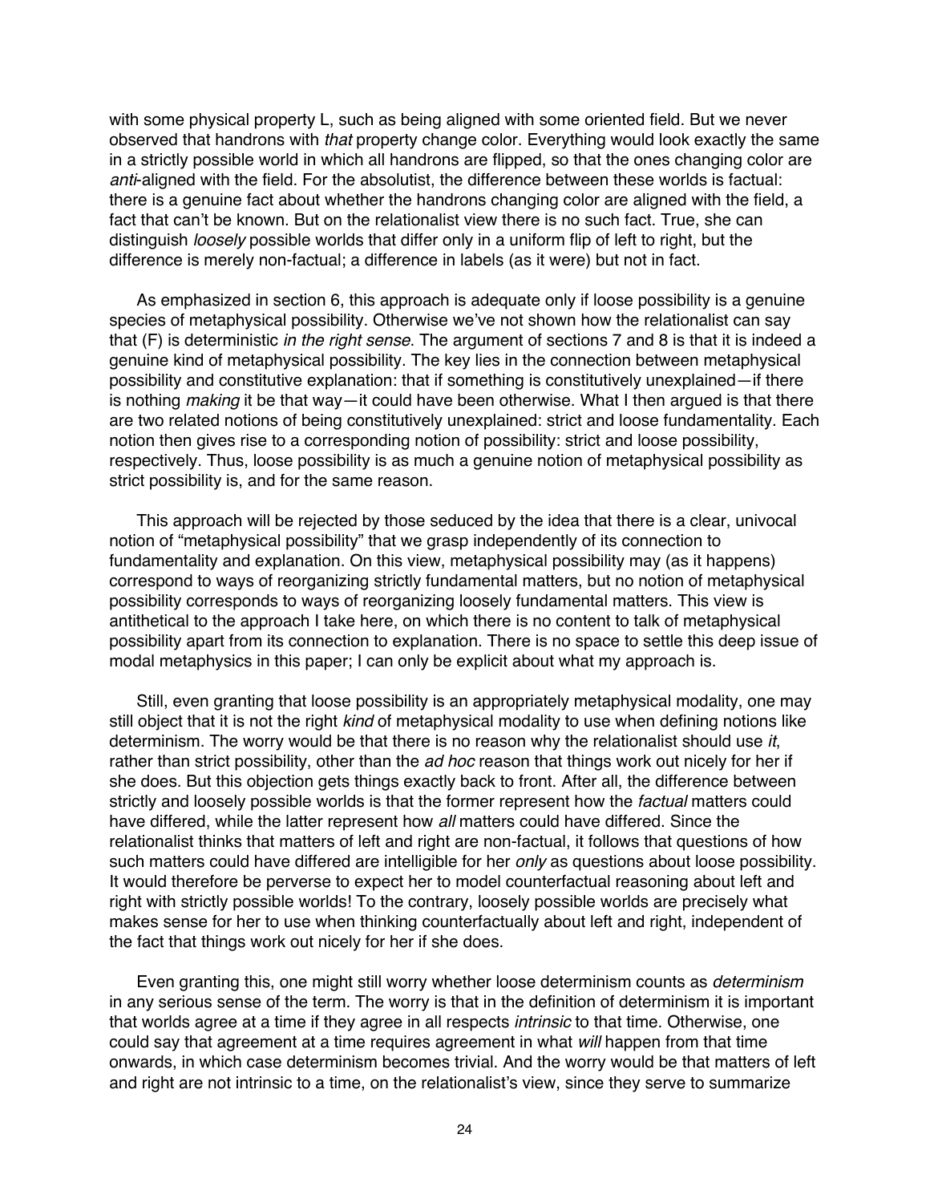with some physical property L, such as being aligned with some oriented field. But we never observed that handrons with *that* property change color. Everything would look exactly the same in a strictly possible world in which all handrons are flipped, so that the ones changing color are *anti*-aligned with the field. For the absolutist, the difference between these worlds is factual: there is a genuine fact about whether the handrons changing color are aligned with the field, a fact that can't be known. But on the relationalist view there is no such fact. True, she can distinguish *loosely* possible worlds that differ only in a uniform flip of left to right, but the difference is merely non-factual; a difference in labels (as it were) but not in fact.

As emphasized in section 6, this approach is adequate only if loose possibility is a genuine species of metaphysical possibility. Otherwise we've not shown how the relationalist can say that (F) is deterministic *in the right sense*. The argument of sections 7 and 8 is that it is indeed a genuine kind of metaphysical possibility. The key lies in the connection between metaphysical possibility and constitutive explanation: that if something is constitutively unexplained—if there is nothing *making* it be that way—it could have been otherwise. What I then argued is that there are two related notions of being constitutively unexplained: strict and loose fundamentality. Each notion then gives rise to a corresponding notion of possibility: strict and loose possibility, respectively. Thus, loose possibility is as much a genuine notion of metaphysical possibility as strict possibility is, and for the same reason.

This approach will be rejected by those seduced by the idea that there is a clear, univocal notion of "metaphysical possibility" that we grasp independently of its connection to fundamentality and explanation. On this view, metaphysical possibility may (as it happens) correspond to ways of reorganizing strictly fundamental matters, but no notion of metaphysical possibility corresponds to ways of reorganizing loosely fundamental matters. This view is antithetical to the approach I take here, on which there is no content to talk of metaphysical possibility apart from its connection to explanation. There is no space to settle this deep issue of modal metaphysics in this paper; I can only be explicit about what my approach is.

Still, even granting that loose possibility is an appropriately metaphysical modality, one may still object that it is not the right *kind* of metaphysical modality to use when defining notions like determinism. The worry would be that there is no reason why the relationalist should use *it*, rather than strict possibility, other than the *ad hoc* reason that things work out nicely for her if she does. But this objection gets things exactly back to front. After all, the difference between strictly and loosely possible worlds is that the former represent how the *factual* matters could have differed, while the latter represent how *all* matters could have differed. Since the relationalist thinks that matters of left and right are non-factual, it follows that questions of how such matters could have differed are intelligible for her *only* as questions about loose possibility. It would therefore be perverse to expect her to model counterfactual reasoning about left and right with strictly possible worlds! To the contrary, loosely possible worlds are precisely what makes sense for her to use when thinking counterfactually about left and right, independent of the fact that things work out nicely for her if she does.

Even granting this, one might still worry whether loose determinism counts as *determinism* in any serious sense of the term. The worry is that in the definition of determinism it is important that worlds agree at a time if they agree in all respects *intrinsic* to that time. Otherwise, one could say that agreement at a time requires agreement in what *will* happen from that time onwards, in which case determinism becomes trivial. And the worry would be that matters of left and right are not intrinsic to a time, on the relationalist's view, since they serve to summarize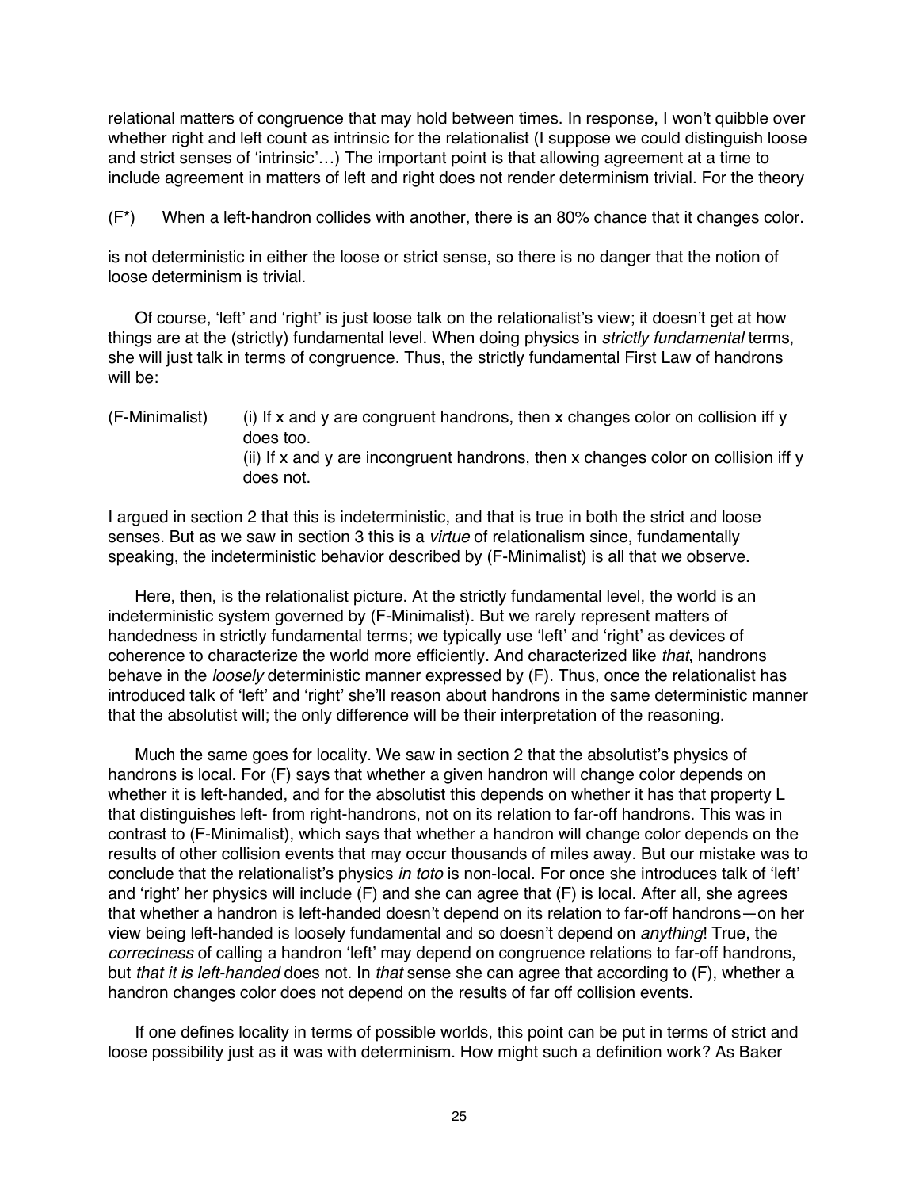relational matters of congruence that may hold between times. In response, I won't quibble over whether right and left count as intrinsic for the relationalist (I suppose we could distinguish loose and strict senses of 'intrinsic'…) The important point is that allowing agreement at a time to include agreement in matters of left and right does not render determinism trivial. For the theory

(F*) When a left-handron collides with another, there is an 80% chance that it changes color.

is not deterministic in either the loose or strict sense, so there is no danger that the notion of loose determinism is trivial.

Of course, 'left' and 'right' is just loose talk on the relationalist's view; it doesn't get at how things are at the (strictly) fundamental level. When doing physics in *strictly fundamental* terms, she will just talk in terms of congruence. Thus, the strictly fundamental First Law of handrons will be:

(F-Minimalist) (i) If x and y are congruent handrons, then x changes color on collision iff y does too.
(ii) If x and y are incongruent handrons, then x changes color on collision iff y does not.

I argued in section 2 that this is indeterministic, and that is true in both the strict and loose senses. But as we saw in section 3 this is a *virtue* of relationalism since, fundamentally speaking, the indeterministic behavior described by (F-Minimalist) is all that we observe.

Here, then, is the relationalist picture. At the strictly fundamental level, the world is an indeterministic system governed by (F-Minimalist). But we rarely represent matters of handedness in strictly fundamental terms; we typically use 'left' and 'right' as devices of coherence to characterize the world more efficiently. And characterized like *that*, handrons behave in the *loosely* deterministic manner expressed by (F). Thus, once the relationalist has introduced talk of 'left' and 'right' she'll reason about handrons in the same deterministic manner that the absolutist will; the only difference will be their interpretation of the reasoning.

Much the same goes for locality. We saw in section 2 that the absolutist's physics of handrons is local. For (F) says that whether a given handron will change color depends on whether it is left-handed, and for the absolutist this depends on whether it has that property L that distinguishes left- from right-handrons, not on its relation to far-off handrons. This was in contrast to (F-Minimalist), which says that whether a handron will change color depends on the results of other collision events that may occur thousands of miles away. But our mistake was to conclude that the relationalist's physics *in toto* is non-local. For once she introduces talk of 'left' and 'right' her physics will include (F) and she can agree that (F) is local. After all, she agrees that whether a handron is left-handed doesn't depend on its relation to far-off handrons—on her view being left-handed is loosely fundamental and so doesn't depend on *anything*! True, the *correctness* of calling a handron 'left' may depend on congruence relations to far-off handrons, but *that it is left-handed* does not. In *that* sense she can agree that according to (F), whether a handron changes color does not depend on the results of far off collision events.

If one defines locality in terms of possible worlds, this point can be put in terms of strict and loose possibility just as it was with determinism. How might such a definition work? As Baker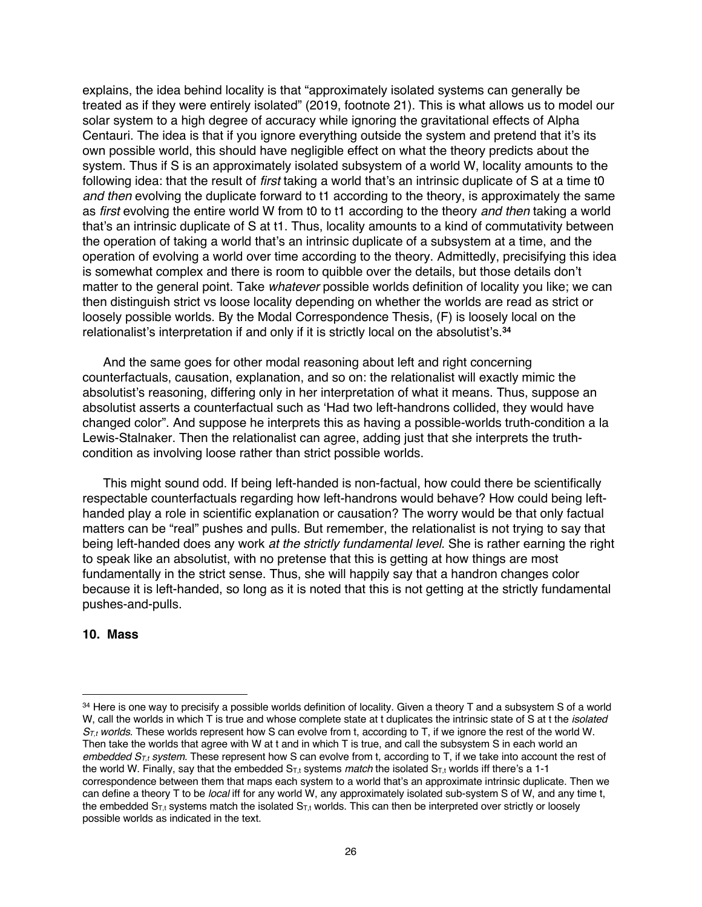explains, the idea behind locality is that "approximately isolated systems can generally be treated as if they were entirely isolated" (2019, footnote 21). This is what allows us to model our solar system to a high degree of accuracy while ignoring the gravitational effects of Alpha Centauri. The idea is that if you ignore everything outside the system and pretend that it's its own possible world, this should have negligible effect on what the theory predicts about the system. Thus if S is an approximately isolated subsystem of a world W, locality amounts to the following idea: that the result of *first* taking a world that's an intrinsic duplicate of S at a time t0 *and then* evolving the duplicate forward to t1 according to the theory, is approximately the same as *first* evolving the entire world W from t0 to t1 according to the theory *and then* taking a world that's an intrinsic duplicate of S at t1. Thus, locality amounts to a kind of commutativity between the operation of taking a world that's an intrinsic duplicate of a subsystem at a time, and the operation of evolving a world over time according to the theory. Admittedly, precisifying this idea is somewhat complex and there is room to quibble over the details, but those details don't matter to the general point. Take *whatever* possible worlds definition of locality you like; we can then distinguish strict vs loose locality depending on whether the worlds are read as strict or loosely possible worlds. By the Modal Correspondence Thesis, (F) is loosely local on the relationalist's interpretation if and only if it is strictly local on the absolutist's.**[34]**

And the same goes for other modal reasoning about left and right concerning counterfactuals, causation, explanation, and so on: the relationalist will exactly mimic the absolutist's reasoning, differing only in her interpretation of what it means. Thus, suppose an absolutist asserts a counterfactual such as 'Had two left-handrons collided, they would have changed color". And suppose he interprets this as having a possible-worlds truth-condition a la Lewis-Stalnaker. Then the relationalist can agree, adding just that she interprets the truth-condition as involving loose rather than strict possible worlds.

This might sound odd. If being left-handed is non-factual, how could there be scientifically respectable counterfactuals regarding how left-handrons would behave? How could being left-handed play a role in scientific explanation or causation? The worry would be that only factual matters can be "real" pushes and pulls. But remember, the relationalist is not trying to say that being left-handed does any work *at the strictly fundamental level*. She is rather earning the right to speak like an absolutist, with no pretense that this is getting at how things are most fundamentally in the strict sense. Thus, she will happily say that a handron changes color because it is left-handed, so long as it is noted that this is not getting at the strictly fundamental pushes-and-pulls.

## 10. Mass

[34] Here is one way to precisify a possible worlds definition of locality. Given a theory T and a subsystem S of a world W, call the worlds in which T is true and whose complete state at t duplicates the intrinsic state of S at t the *isolated* $S_{T,t}$ *worlds*. These worlds represent how S can evolve from t, according to T, if we ignore the rest of the world W. Then take the worlds that agree with W at t and in which T is true, and call the subsystem S in each world an *embedded* $S_{T,t}$ *system*. These represent how S can evolve from t, according to T, if we take into account the rest of the world W. Finally, say that the embedded $S_{T,t}$ systems *match* the isolated $S_{T,t}$ worlds iff there's a 1-1 correspondence between them that maps each system to a world that's an approximate intrinsic duplicate. Then we can define a theory T to be *local* iff for any world W, any approximately isolated sub-system S of W, and any time t, the embedded $S_{T,t}$ systems match the isolated $S_{T,t}$ worlds. This can then be interpreted over strictly or loosely possible worlds as indicated in the text.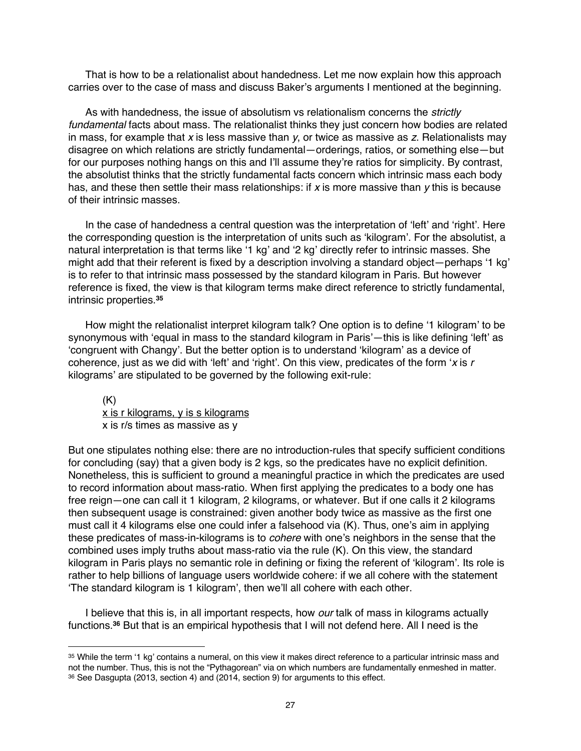That is how to be a relationalist about handedness. Let me now explain how this approach carries over to the case of mass and discuss Baker's arguments I mentioned at the beginning.

As with handedness, the issue of absolutism vs relationalism concerns the *strictly fundamental* facts about mass. The relationalist thinks they just concern how bodies are related in mass, for example that *x* is less massive than *y*, or twice as massive as *z*. Relationalists may disagree on which relations are strictly fundamental—orderings, ratios, or something else—but for our purposes nothing hangs on this and I'll assume they're ratios for simplicity. By contrast, the absolutist thinks that the strictly fundamental facts concern which intrinsic mass each body has, and these then settle their mass relationships: if *x* is more massive than *y* this is because of their intrinsic masses.

In the case of handedness a central question was the interpretation of 'left' and 'right'. Here the corresponding question is the interpretation of units such as 'kilogram'. For the absolutist, a natural interpretation is that terms like '1 kg' and '2 kg' directly refer to intrinsic masses. She might add that their referent is fixed by a description involving a standard object—perhaps '1 kg' is to refer to that intrinsic mass possessed by the standard kilogram in Paris. But however reference is fixed, the view is that kilogram terms make direct reference to strictly fundamental, intrinsic properties.[35]

How might the relationalist interpret kilogram talk? One option is to define '1 kilogram' to be synonymous with 'equal in mass to the standard kilogram in Paris'—this is like defining 'left' as 'congruent with Changy'. But the better option is to understand 'kilogram' as a device of coherence, just as we did with 'left' and 'right'. On this view, predicates of the form '*x* is *r* kilograms' are stipulated to be governed by the following exit-rule:

> (K)
> <u>x is r kilograms, y is s kilograms</u>
> x is r/s times as massive as y

But one stipulates nothing else: there are no introduction-rules that specify sufficient conditions for concluding (say) that a given body is 2 kgs, so the predicates have no explicit definition. Nonetheless, this is sufficient to ground a meaningful practice in which the predicates are used to record information about mass-ratio. When first applying the predicates to a body one has free reign—one can call it 1 kilogram, 2 kilograms, or whatever. But if one calls it 2 kilograms then subsequent usage is constrained: given another body twice as massive as the first one must call it 4 kilograms else one could infer a falsehood via (K). Thus, one's aim in applying these predicates of mass-in-kilograms is to *cohere* with one's neighbors in the sense that the combined uses imply truths about mass-ratio via the rule (K). On this view, the standard kilogram in Paris plays no semantic role in defining or fixing the referent of 'kilogram'. Its role is rather to help billions of language users worldwide cohere: if we all cohere with the statement 'The standard kilogram is 1 kilogram', then we'll all cohere with each other.

I believe that this is, in all important respects, how *our* talk of mass in kilograms actually functions.[36] But that is an empirical hypothesis that I will not defend here. All I need is the

---

[35] While the term '1 kg' contains a numeral, on this view it makes direct reference to a particular intrinsic mass and not the number. Thus, this is not the "Pythagorean" via on which numbers are fundamentally enmeshed in matter.

[36] See Dasgupta (2013, section 4) and (2014, section 9) for arguments to this effect.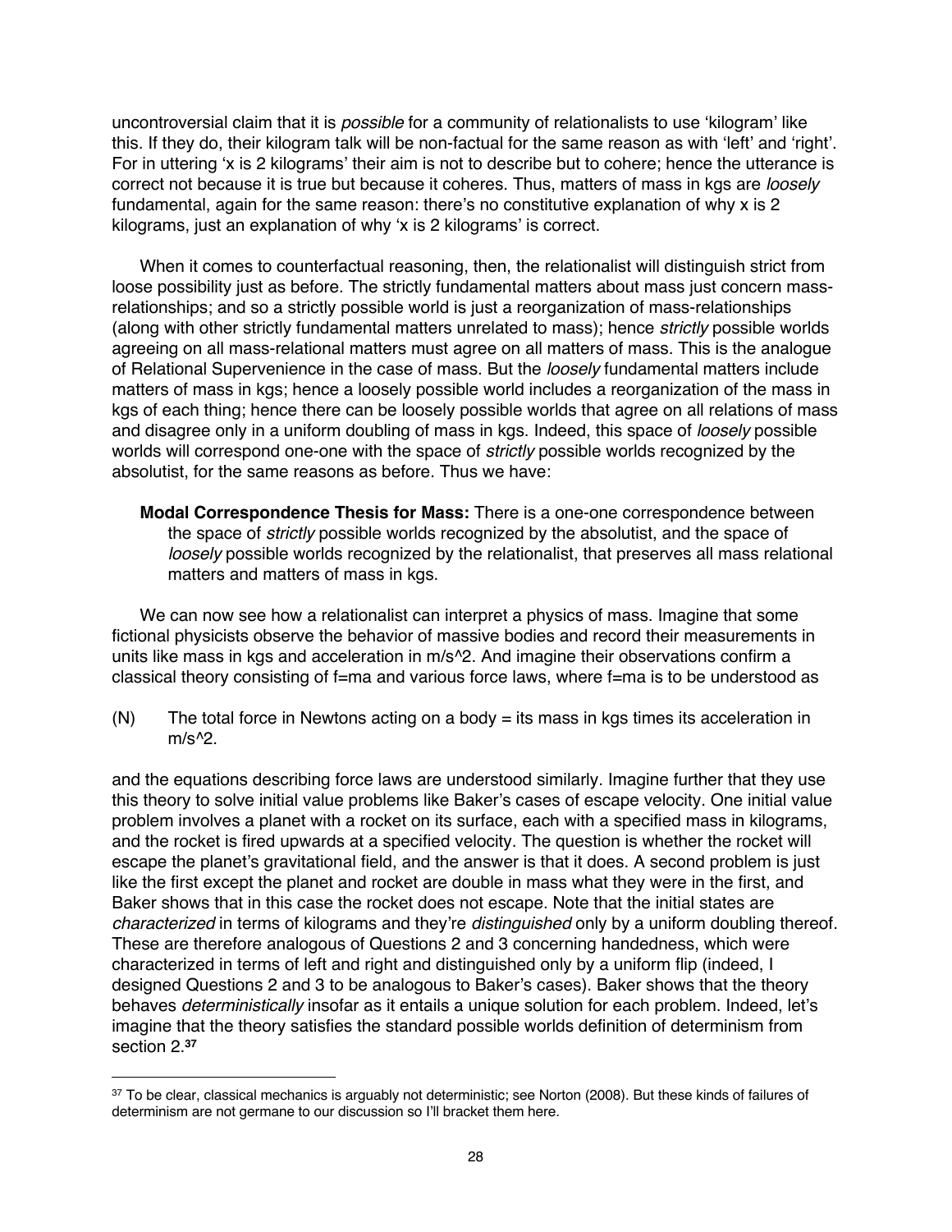uncontroversial claim that it is *possible* for a community of relationalists to use 'kilogram' like this. If they do, their kilogram talk will be non-factual for the same reason as with 'left' and 'right'. For in uttering 'x is 2 kilograms' their aim is not to describe but to cohere; hence the utterance is correct not because it is true but because it coheres. Thus, matters of mass in kgs are *loosely* fundamental, again for the same reason: there's no constitutive explanation of why x is 2 kilograms, just an explanation of why 'x is 2 kilograms' is correct.

When it comes to counterfactual reasoning, then, the relationalist will distinguish strict from loose possibility just as before. The strictly fundamental matters about mass just concern mass-relationships; and so a strictly possible world is just a reorganization of mass-relationships (along with other strictly fundamental matters unrelated to mass); hence *strictly* possible worlds agreeing on all mass-relational matters must agree on all matters of mass. This is the analogue of Relational Supervenience in the case of mass. But the *loosely* fundamental matters include matters of mass in kgs; hence a loosely possible world includes a reorganization of the mass in kgs of each thing; hence there can be loosely possible worlds that agree on all relations of mass and disagree only in a uniform doubling of mass in kgs. Indeed, this space of *loosely* possible worlds will correspond one-one with the space of *strictly* possible worlds recognized by the absolutist, for the same reasons as before. Thus we have:

> **Modal Correspondence Thesis for Mass:** There is a one-one correspondence between the space of *strictly* possible worlds recognized by the absolutist, and the space of *loosely* possible worlds recognized by the relationalist, that preserves all mass relational matters and matters of mass in kgs.

We can now see how a relationalist can interpret a physics of mass. Imagine that some fictional physicists observe the behavior of massive bodies and record their measurements in units like mass in kgs and acceleration in m/s^2. And imagine their observations confirm a classical theory consisting of f=ma and various force laws, where f=ma is to be understood as

(N) The total force in Newtons acting on a body = its mass in kgs times its acceleration in m/s^2.

and the equations describing force laws are understood similarly. Imagine further that they use this theory to solve initial value problems like Baker's cases of escape velocity. One initial value problem involves a planet with a rocket on its surface, each with a specified mass in kilograms, and the rocket is fired upwards at a specified velocity. The question is whether the rocket will escape the planet's gravitational field, and the answer is that it does. A second problem is just like the first except the planet and rocket are double in mass what they were in the first, and Baker shows that in this case the rocket does not escape. Note that the initial states are *characterized* in terms of kilograms and they're *distinguished* only by a uniform doubling thereof. These are therefore analogous of Questions 2 and 3 concerning handedness, which were characterized in terms of left and right and distinguished only by a uniform flip (indeed, I designed Questions 2 and 3 to be analogous to Baker's cases). Baker shows that the theory behaves *deterministically* insofar as it entails a unique solution for each problem. Indeed, let's imagine that the theory satisfies the standard possible worlds definition of determinism from section 2.[37]

[37] To be clear, classical mechanics is arguably not deterministic; see Norton (2008). But these kinds of failures of determinism are not germane to our discussion so I'll bracket them here.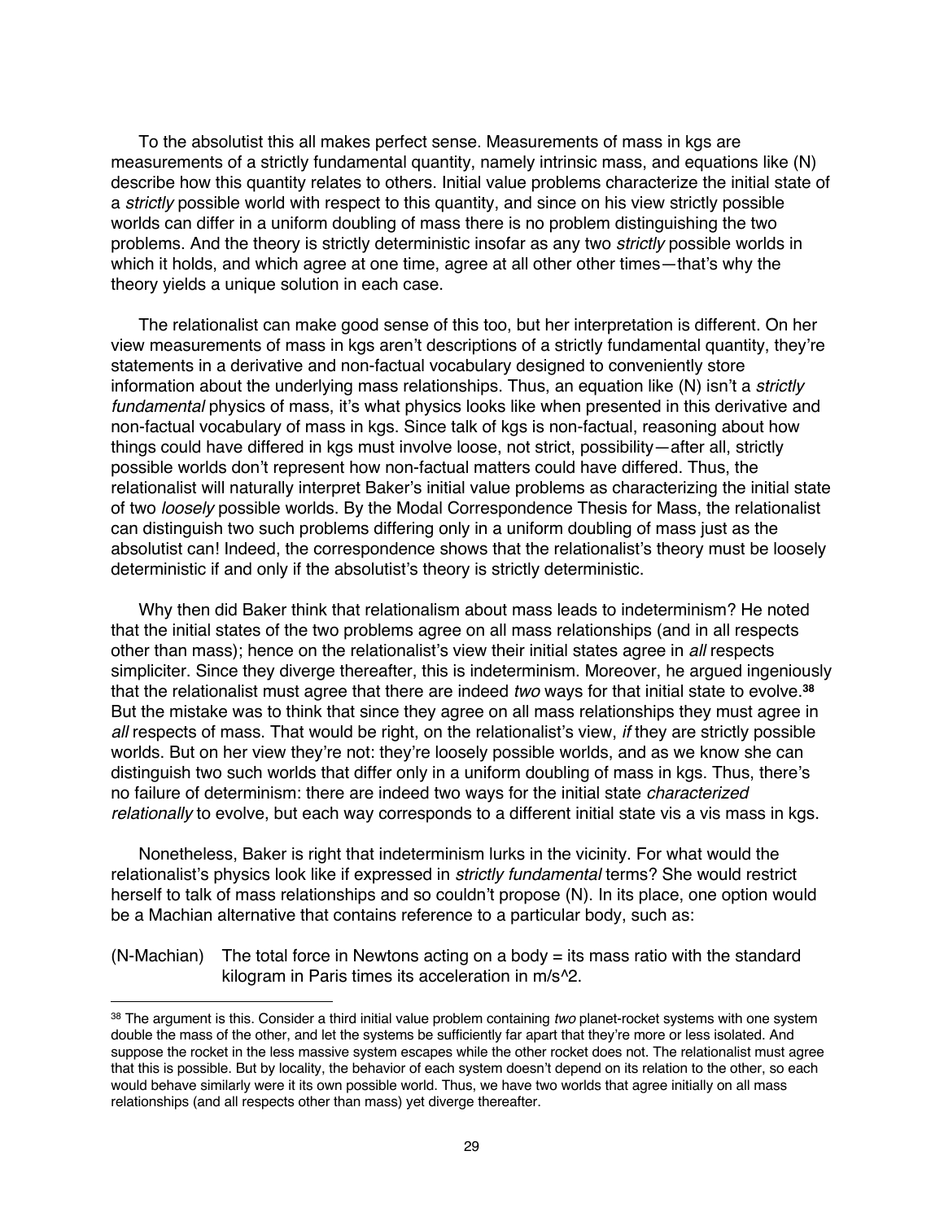To the absolutist this all makes perfect sense. Measurements of mass in kgs are measurements of a strictly fundamental quantity, namely intrinsic mass, and equations like (N) describe how this quantity relates to others. Initial value problems characterize the initial state of a *strictly* possible world with respect to this quantity, and since on his view strictly possible worlds can differ in a uniform doubling of mass there is no problem distinguishing the two problems. And the theory is strictly deterministic insofar as any two *strictly* possible worlds in which it holds, and which agree at one time, agree at all other other times—that's why the theory yields a unique solution in each case.

The relationalist can make good sense of this too, but her interpretation is different. On her view measurements of mass in kgs aren't descriptions of a strictly fundamental quantity, they're statements in a derivative and non-factual vocabulary designed to conveniently store information about the underlying mass relationships. Thus, an equation like (N) isn't a *strictly fundamental* physics of mass, it's what physics looks like when presented in this derivative and non-factual vocabulary of mass in kgs. Since talk of kgs is non-factual, reasoning about how things could have differed in kgs must involve loose, not strict, possibility—after all, strictly possible worlds don't represent how non-factual matters could have differed. Thus, the relationalist will naturally interpret Baker's initial value problems as characterizing the initial state of two *loosely* possible worlds. By the Modal Correspondence Thesis for Mass, the relationalist can distinguish two such problems differing only in a uniform doubling of mass just as the absolutist can! Indeed, the correspondence shows that the relationalist's theory must be loosely deterministic if and only if the absolutist's theory is strictly deterministic.

Why then did Baker think that relationalism about mass leads to indeterminism? He noted that the initial states of the two problems agree on all mass relationships (and in all respects other than mass); hence on the relationalist's view their initial states agree in *all* respects simpliciter. Since they diverge thereafter, this is indeterminism. Moreover, he argued ingeniously that the relationalist must agree that there are indeed *two* ways for that initial state to evolve.[38] But the mistake was to think that since they agree on all mass relationships they must agree in *all* respects of mass. That would be right, on the relationalist's view, *if* they are strictly possible worlds. But on her view they're not: they're loosely possible worlds, and as we know she can distinguish two such worlds that differ only in a uniform doubling of mass in kgs. Thus, there's no failure of determinism: there are indeed two ways for the initial state *characterized relationally* to evolve, but each way corresponds to a different initial state vis a vis mass in kgs.

Nonetheless, Baker is right that indeterminism lurks in the vicinity. For what would the relationalist's physics look like if expressed in *strictly fundamental* terms? She would restrict herself to talk of mass relationships and so couldn't propose (N). In its place, one option would be a Machian alternative that contains reference to a particular body, such as:

(N-Machian) The total force in Newtons acting on a body = its mass ratio with the standard kilogram in Paris times its acceleration in m/s^2.

---

[38] The argument is this. Consider a third initial value problem containing *two* planet-rocket systems with one system double the mass of the other, and let the systems be sufficiently far apart that they're more or less isolated. And suppose the rocket in the less massive system escapes while the other rocket does not. The relationalist must agree that this is possible. But by locality, the behavior of each system doesn't depend on its relation to the other, so each would behave similarly were it its own possible world. Thus, we have two worlds that agree initially on all mass relationships (and all respects other than mass) yet diverge thereafter.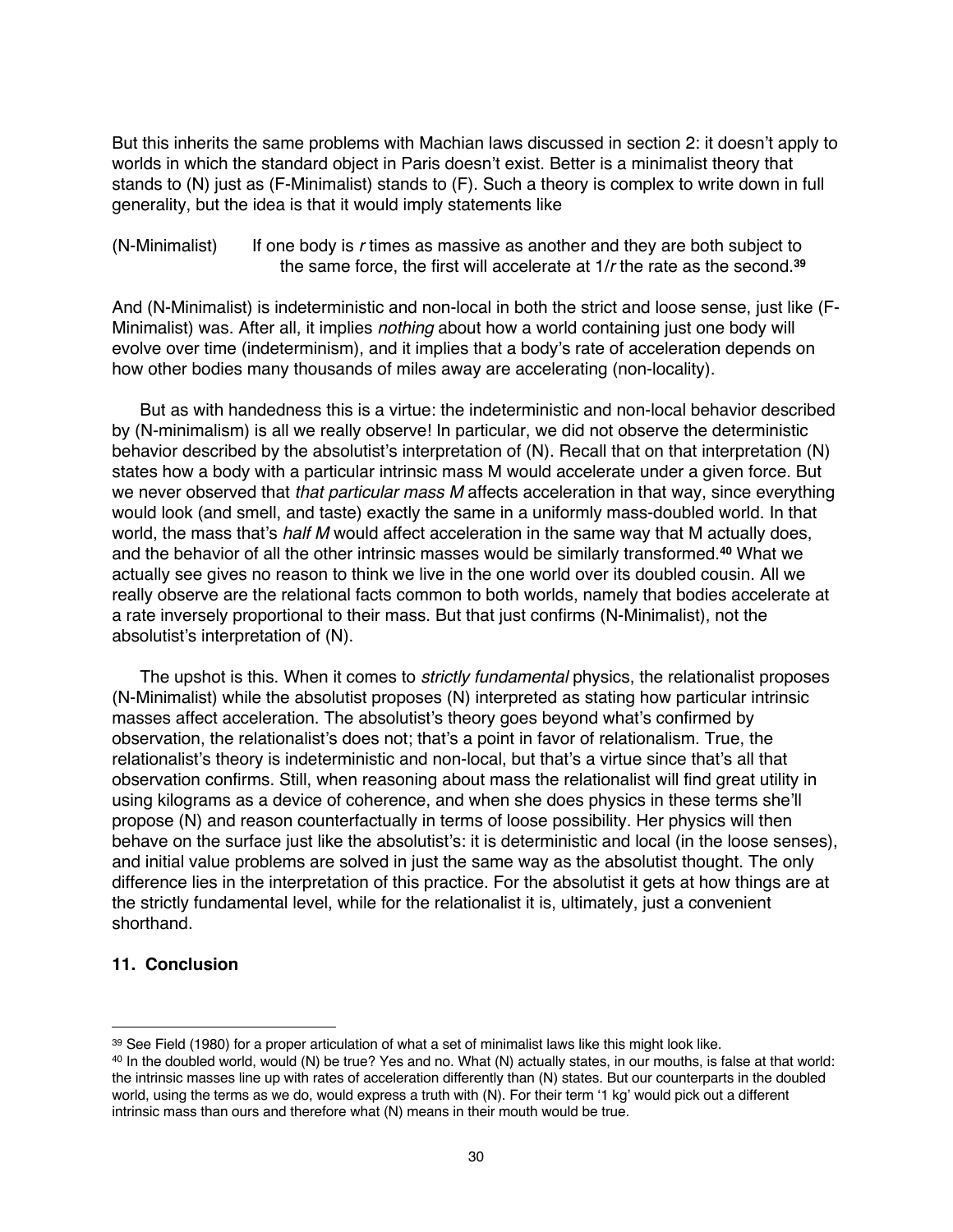But this inherits the same problems with Machian laws discussed in section 2: it doesn't apply to worlds in which the standard object in Paris doesn't exist. Better is a minimalist theory that stands to (N) just as (F-Minimalist) stands to (F). Such a theory is complex to write down in full generality, but the idea is that it would imply statements like

(N-Minimalist) If one body is *r* times as massive as another and they are both subject to the same force, the first will accelerate at 1/*r* the rate as the second.[39]

And (N-Minimalist) is indeterministic and non-local in both the strict and loose sense, just like (F-Minimalist) was. After all, it implies *nothing* about how a world containing just one body will evolve over time (indeterminism), and it implies that a body's rate of acceleration depends on how other bodies many thousands of miles away are accelerating (non-locality).

But as with handedness this is a virtue: the indeterministic and non-local behavior described by (N-minimalism) is all we really observe! In particular, we did not observe the deterministic behavior described by the absolutist's interpretation of (N). Recall that on that interpretation (N) states how a body with a particular intrinsic mass M would accelerate under a given force. But we never observed that *that particular mass M* affects acceleration in that way, since everything would look (and smell, and taste) exactly the same in a uniformly mass-doubled world. In that world, the mass that's *half M* would affect acceleration in the same way that M actually does, and the behavior of all the other intrinsic masses would be similarly transformed.[40] What we actually see gives no reason to think we live in the one world over its doubled cousin. All we really observe are the relational facts common to both worlds, namely that bodies accelerate at a rate inversely proportional to their mass. But that just confirms (N-Minimalist), not the absolutist's interpretation of (N).

The upshot is this. When it comes to *strictly fundamental* physics, the relationalist proposes (N-Minimalist) while the absolutist proposes (N) interpreted as stating how particular intrinsic masses affect acceleration. The absolutist's theory goes beyond what's confirmed by observation, the relationalist's does not; that's a point in favor of relationalism. True, the relationalist's theory is indeterministic and non-local, but that's a virtue since that's all that observation confirms. Still, when reasoning about mass the relationalist will find great utility in using kilograms as a device of coherence, and when she does physics in these terms she'll propose (N) and reason counterfactually in terms of loose possibility. Her physics will then behave on the surface just like the absolutist's: it is deterministic and local (in the loose senses), and initial value problems are solved in just the same way as the absolutist thought. The only difference lies in the interpretation of this practice. For the absolutist it gets at how things are at the strictly fundamental level, while for the relationalist it is, ultimately, just a convenient shorthand.

## 11. Conclusion

---

[39] See Field (1980) for a proper articulation of what a set of minimalist laws like this might look like.

[40] In the doubled world, would (N) be true? Yes and no. What (N) actually states, in our mouths, is false at that world: the intrinsic masses line up with rates of acceleration differently than (N) states. But our counterparts in the doubled world, using the terms as we do, would express a truth with (N). For their term '1 kg' would pick out a different intrinsic mass than ours and therefore what (N) means in their mouth would be true.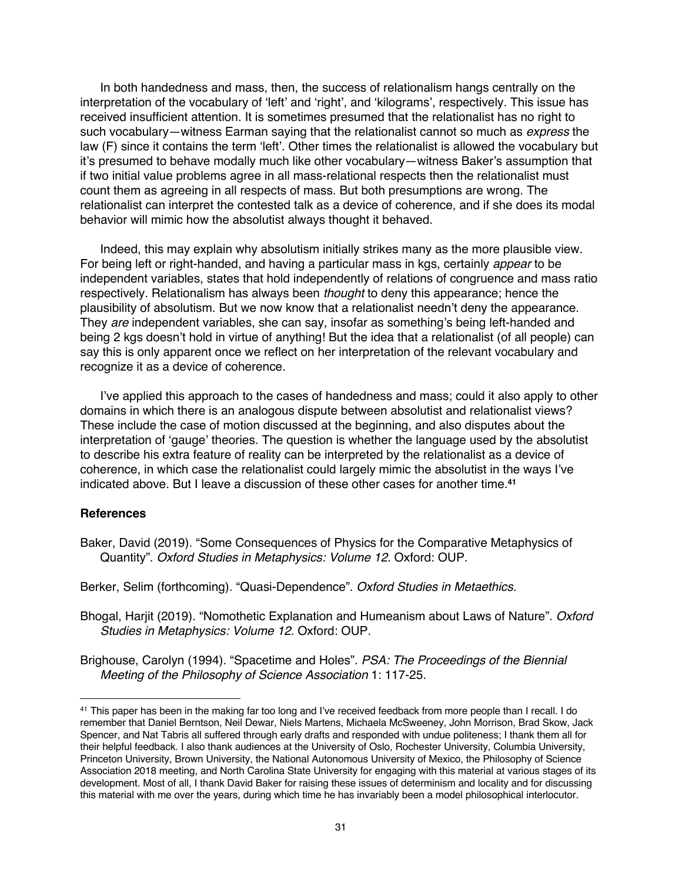In both handedness and mass, then, the success of relationalism hangs centrally on the interpretation of the vocabulary of 'left' and 'right', and 'kilograms', respectively. This issue has received insufficient attention. It is sometimes presumed that the relationalist has no right to such vocabulary—witness Earman saying that the relationalist cannot so much as *express* the law (F) since it contains the term 'left'. Other times the relationalist is allowed the vocabulary but it's presumed to behave modally much like other vocabulary—witness Baker's assumption that if two initial value problems agree in all mass-relational respects then the relationalist must count them as agreeing in all respects of mass. But both presumptions are wrong. The relationalist can interpret the contested talk as a device of coherence, and if she does its modal behavior will mimic how the absolutist always thought it behaved.

Indeed, this may explain why absolutism initially strikes many as the more plausible view. For being left or right-handed, and having a particular mass in kgs, certainly *appear* to be independent variables, states that hold independently of relations of congruence and mass ratio respectively. Relationalism has always been *thought* to deny this appearance; hence the plausibility of absolutism. But we now know that a relationalist needn't deny the appearance. They *are* independent variables, she can say, insofar as something's being left-handed and being 2 kgs doesn't hold in virtue of anything! But the idea that a relationalist (of all people) can say this is only apparent once we reflect on her interpretation of the relevant vocabulary and recognize it as a device of coherence.

I've applied this approach to the cases of handedness and mass; could it also apply to other domains in which there is an analogous dispute between absolutist and relationalist views? These include the case of motion discussed at the beginning, and also disputes about the interpretation of 'gauge' theories. The question is whether the language used by the absolutist to describe his extra feature of reality can be interpreted by the relationalist as a device of coherence, in which case the relationalist could largely mimic the absolutist in the ways I've indicated above. But I leave a discussion of these other cases for another time.[41]

**References**

Baker, David (2019). "Some Consequences of Physics for the Comparative Metaphysics of Quantity". *Oxford Studies in Metaphysics: Volume 12*. Oxford: OUP.

Berker, Selim (forthcoming). "Quasi-Dependence". *Oxford Studies in Metaethics*.

Bhogal, Harjit (2019). "Nomothetic Explanation and Humeanism about Laws of Nature". *Oxford Studies in Metaphysics: Volume 12*. Oxford: OUP.

Brighouse, Carolyn (1994). "Spacetime and Holes". *PSA: The Proceedings of the Biennial Meeting of the Philosophy of Science Association* 1: 117-25.

---

[41] This paper has been in the making far too long and I've received feedback from more people than I recall. I do remember that Daniel Berntson, Neil Dewar, Niels Martens, Michaela McSweeney, John Morrison, Brad Skow, Jack Spencer, and Nat Tabris all suffered through early drafts and responded with undue politeness; I thank them all for their helpful feedback. I also thank audiences at the University of Oslo, Rochester University, Columbia University, Princeton University, Brown University, the National Autonomous University of Mexico, the Philosophy of Science Association 2018 meeting, and North Carolina State University for engaging with this material at various stages of its development. Most of all, I thank David Baker for raising these issues of determinism and locality and for discussing this material with me over the years, during which time he has invariably been a model philosophical interlocutor.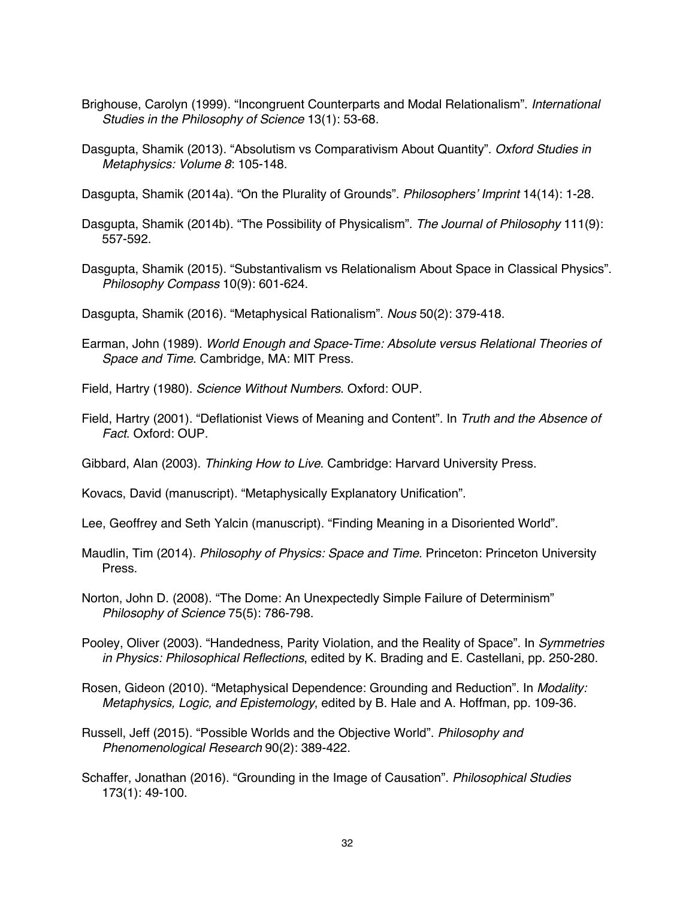Brighouse, Carolyn (1999). "Incongruent Counterparts and Modal Relationalism". *International Studies in the Philosophy of Science* 13(1): 53-68.

Dasgupta, Shamik (2013). "Absolutism vs Comparativism About Quantity". *Oxford Studies in Metaphysics: Volume 8*: 105-148.

Dasgupta, Shamik (2014a). "On the Plurality of Grounds". *Philosophers' Imprint* 14(14): 1-28.

Dasgupta, Shamik (2014b). "The Possibility of Physicalism". *The Journal of Philosophy* 111(9): 557-592.

Dasgupta, Shamik (2015). "Substantivalism vs Relationalism About Space in Classical Physics". *Philosophy Compass* 10(9): 601-624.

Dasgupta, Shamik (2016). "Metaphysical Rationalism". *Nous* 50(2): 379-418.

Earman, John (1989). *World Enough and Space-Time: Absolute versus Relational Theories of Space and Time*. Cambridge, MA: MIT Press.

Field, Hartry (1980). *Science Without Numbers*. Oxford: OUP.

Field, Hartry (2001). "Deflationist Views of Meaning and Content". In *Truth and the Absence of Fact*. Oxford: OUP.

Gibbard, Alan (2003). *Thinking How to Live*. Cambridge: Harvard University Press.

Kovacs, David (manuscript). "Metaphysically Explanatory Unification".

Lee, Geoffrey and Seth Yalcin (manuscript). "Finding Meaning in a Disoriented World".

Maudlin, Tim (2014). *Philosophy of Physics: Space and Time*. Princeton: Princeton University Press.

Norton, John D. (2008). "The Dome: An Unexpectedly Simple Failure of Determinism" *Philosophy of Science* 75(5): 786-798.

Pooley, Oliver (2003). "Handedness, Parity Violation, and the Reality of Space". In *Symmetries in Physics: Philosophical Reflections*, edited by K. Brading and E. Castellani, pp. 250-280.

Rosen, Gideon (2010). "Metaphysical Dependence: Grounding and Reduction". In *Modality: Metaphysics, Logic, and Epistemology*, edited by B. Hale and A. Hoffman, pp. 109-36.

Russell, Jeff (2015). "Possible Worlds and the Objective World". *Philosophy and Phenomenological Research* 90(2): 389-422.

Schaffer, Jonathan (2016). "Grounding in the Image of Causation". *Philosophical Studies* 173(1): 49-100.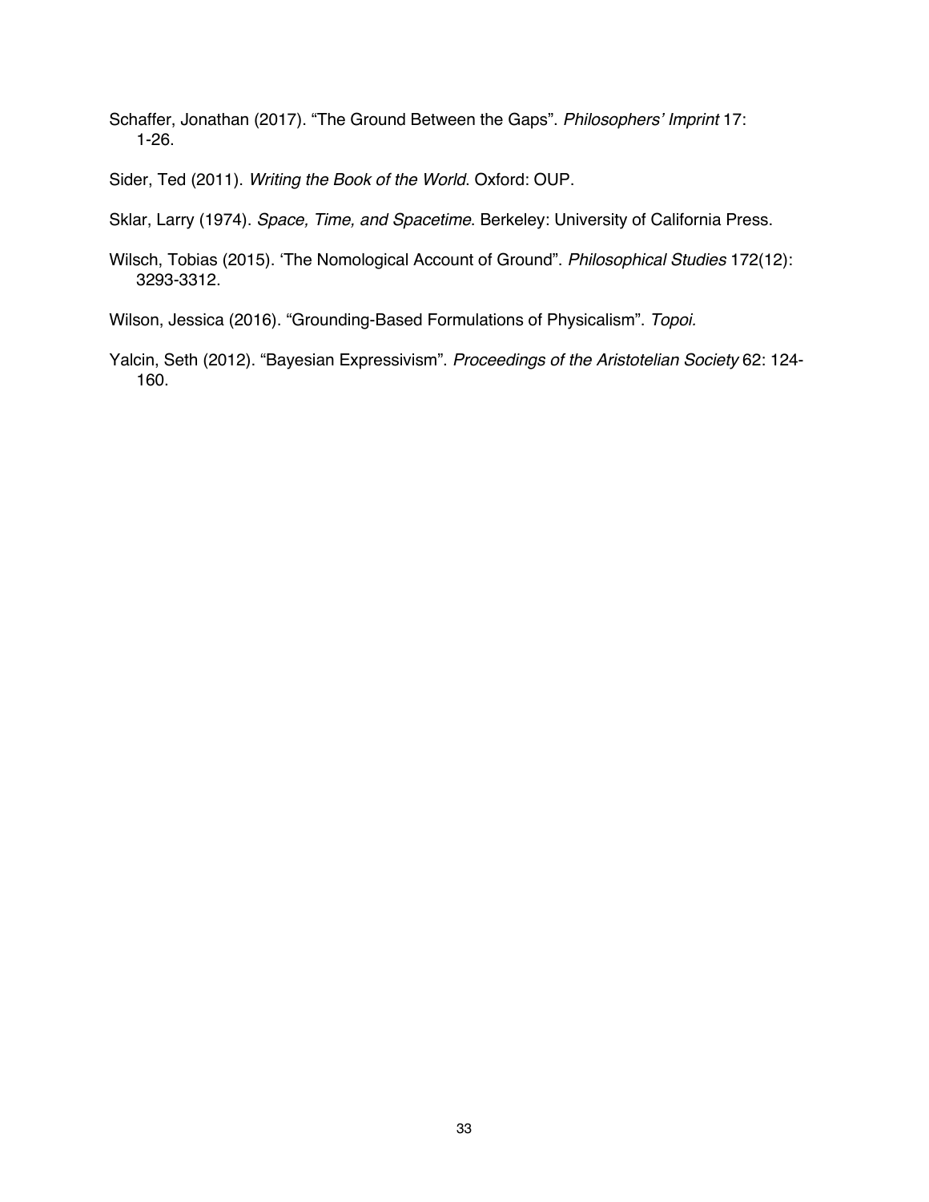Schaffer, Jonathan (2017). “The Ground Between the Gaps”. *Philosophers’ Imprint* 17: 1-26.

Sider, Ted (2011). *Writing the Book of the World*. Oxford: OUP.

Sklar, Larry (1974). *Space, Time, and Spacetime*. Berkeley: University of California Press.

Wilsch, Tobias (2015). ‘The Nomological Account of Ground”. *Philosophical Studies* 172(12): 3293-3312.

Wilson, Jessica (2016). “Grounding-Based Formulations of Physicalism”. *Topoi.*

Yalcin, Seth (2012). “Bayesian Expressivism”. *Proceedings of the Aristotelian Society* 62: 124-160.